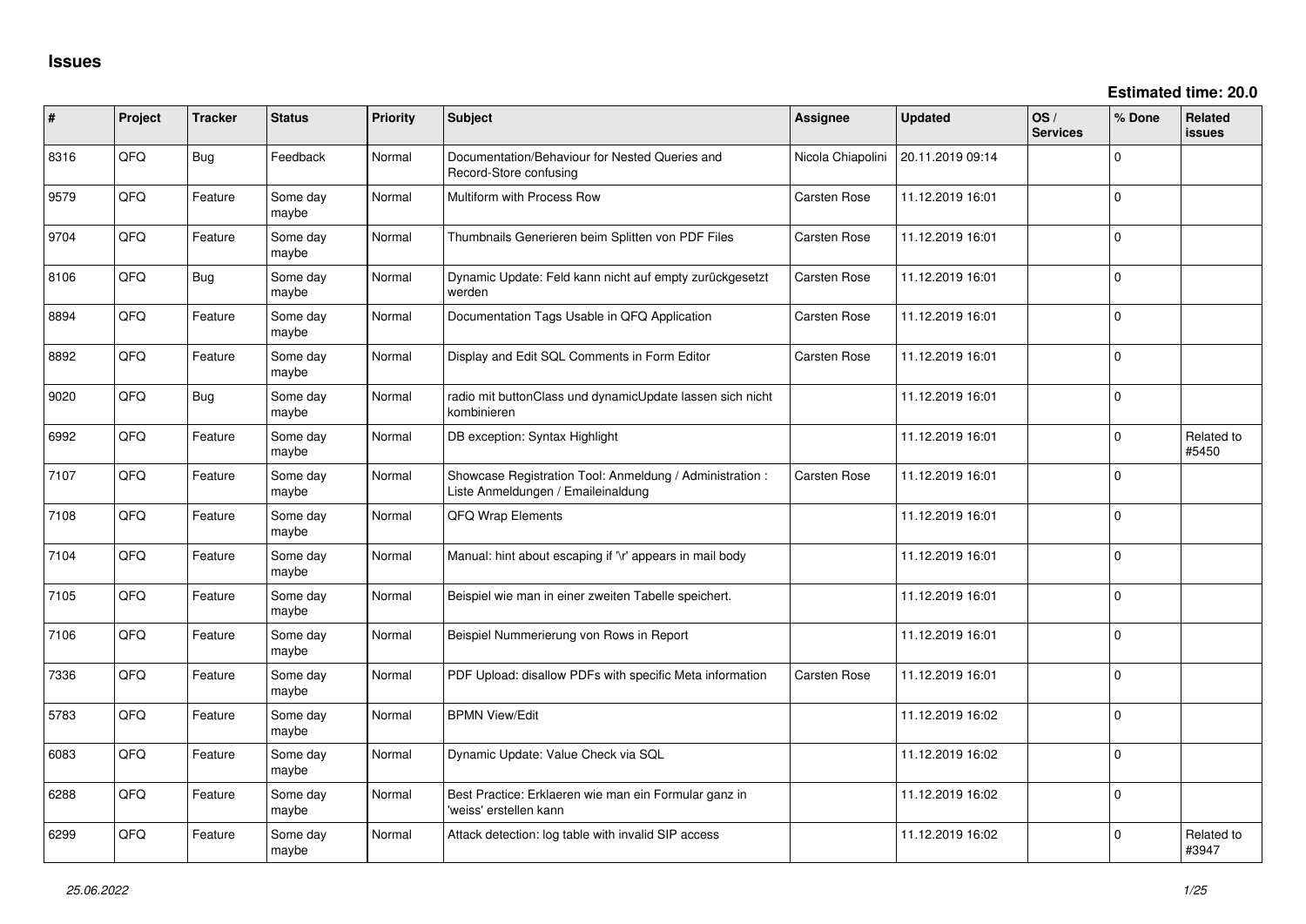# Issues

**Estimated time: 20.0**

| # | Project | Tracker | Status | Priority | Subject | Assignee | Updated | OS / Services | % Done | Related issues |
|---|---|---|---|---|---|---|---|---|---|---|
| 8316 | QFQ | Bug | Feedback | Normal | Documentation/Behaviour for Nested Queries and Record-Store confusing | Nicola Chiapolini | 20.11.2019 09:14 | | 0 | |
| 9579 | QFQ | Feature | Some day maybe | Normal | Multiform with Process Row | Carsten Rose | 11.12.2019 16:01 | | 0 | |
| 9704 | QFQ | Feature | Some day maybe | Normal | Thumbnails Generieren beim Splitten von PDF Files | Carsten Rose | 11.12.2019 16:01 | | 0 | |
| 8106 | QFQ | Bug | Some day maybe | Normal | Dynamic Update: Feld kann nicht auf empty zurückgesetzt werden | Carsten Rose | 11.12.2019 16:01 | | 0 | |
| 8894 | QFQ | Feature | Some day maybe | Normal | Documentation Tags Usable in QFQ Application | Carsten Rose | 11.12.2019 16:01 | | 0 | |
| 8892 | QFQ | Feature | Some day maybe | Normal | Display and Edit SQL Comments in Form Editor | Carsten Rose | 11.12.2019 16:01 | | 0 | |
| 9020 | QFQ | Bug | Some day maybe | Normal | radio mit buttonClass und dynamicUpdate lassen sich nicht kombinieren | | 11.12.2019 16:01 | | 0 | |
| 6992 | QFQ | Feature | Some day maybe | Normal | DB exception: Syntax Highlight | | 11.12.2019 16:01 | | 0 | Related to #5450 |
| 7107 | QFQ | Feature | Some day maybe | Normal | Showcase Registration Tool: Anmeldung / Administration : Liste Anmeldungen / Emaileinaldung | Carsten Rose | 11.12.2019 16:01 | | 0 | |
| 7108 | QFQ | Feature | Some day maybe | Normal | QFQ Wrap Elements | | 11.12.2019 16:01 | | 0 | |
| 7104 | QFQ | Feature | Some day maybe | Normal | Manual: hint about escaping if '\r' appears in mail body | | 11.12.2019 16:01 | | 0 | |
| 7105 | QFQ | Feature | Some day maybe | Normal | Beispiel wie man in einer zweiten Tabelle speichert. | | 11.12.2019 16:01 | | 0 | |
| 7106 | QFQ | Feature | Some day maybe | Normal | Beispiel Nummerierung von Rows in Report | | 11.12.2019 16:01 | | 0 | |
| 7336 | QFQ | Feature | Some day maybe | Normal | PDF Upload: disallow PDFs with specific Meta information | Carsten Rose | 11.12.2019 16:01 | | 0 | |
| 5783 | QFQ | Feature | Some day maybe | Normal | BPMN View/Edit | | 11.12.2019 16:02 | | 0 | |
| 6083 | QFQ | Feature | Some day maybe | Normal | Dynamic Update: Value Check via SQL | | 11.12.2019 16:02 | | 0 | |
| 6288 | QFQ | Feature | Some day maybe | Normal | Best Practice: Erklaeren wie man ein Formular ganz in 'weiss' erstellen kann | | 11.12.2019 16:02 | | 0 | |
| 6299 | QFQ | Feature | Some day maybe | Normal | Attack detection: log table with invalid SIP access | | 11.12.2019 16:02 | | 0 | Related to #3947 |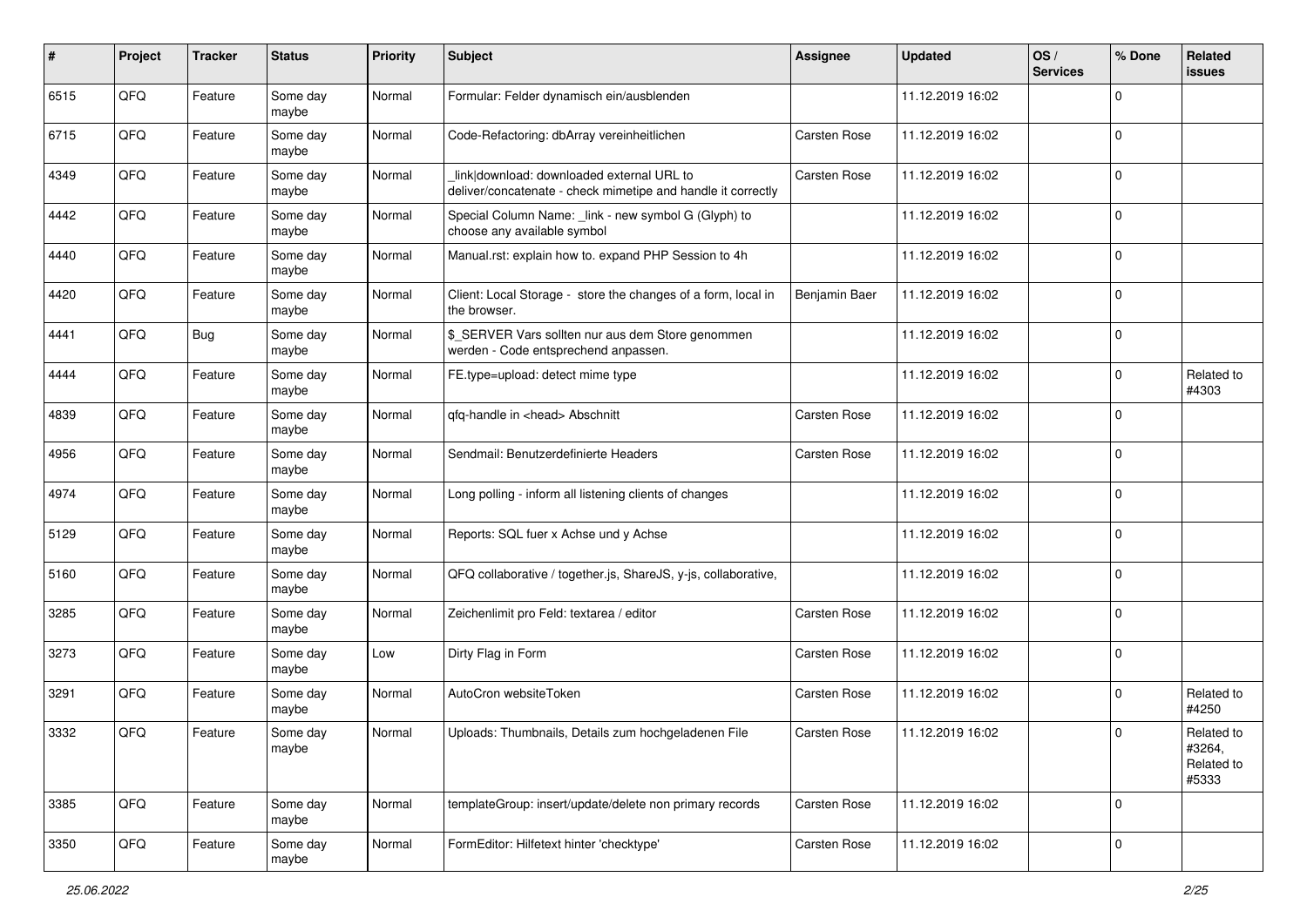| # | Project | Tracker | Status | Priority | Subject | Assignee | Updated | OS / Services | % Done | Related issues |
|---|---|---|---|---|---|---|---|---|---|---|
| 6515 | QFQ | Feature | Some day maybe | Normal | Formular: Felder dynamisch ein/ausblenden | | 11.12.2019 16:02 | | 0 | |
| 6715 | QFQ | Feature | Some day maybe | Normal | Code-Refactoring: dbArray vereinheitlichen | Carsten Rose | 11.12.2019 16:02 | | 0 | |
| 4349 | QFQ | Feature | Some day maybe | Normal | _link\|download: downloaded external URL to deliver/concatenate - check mimetipe and handle it correctly | Carsten Rose | 11.12.2019 16:02 | | 0 | |
| 4442 | QFQ | Feature | Some day maybe | Normal | Special Column Name: _link - new symbol G (Glyph) to choose any available symbol | | 11.12.2019 16:02 | | 0 | |
| 4440 | QFQ | Feature | Some day maybe | Normal | Manual.rst: explain how to. expand PHP Session to 4h | | 11.12.2019 16:02 | | 0 | |
| 4420 | QFQ | Feature | Some day maybe | Normal | Client: Local Storage - store the changes of a form, local in the browser. | Benjamin Baer | 11.12.2019 16:02 | | 0 | |
| 4441 | QFQ | Bug | Some day maybe | Normal | $_SERVER Vars sollten nur aus dem Store genommen werden - Code entsprechend anpassen. | | 11.12.2019 16:02 | | 0 | |
| 4444 | QFQ | Feature | Some day maybe | Normal | FE.type=upload: detect mime type | | 11.12.2019 16:02 | | 0 | Related to #4303 |
| 4839 | QFQ | Feature | Some day maybe | Normal | qfq-handle in <head> Abschnitt | Carsten Rose | 11.12.2019 16:02 | | 0 | |
| 4956 | QFQ | Feature | Some day maybe | Normal | Sendmail: Benutzerdefinierte Headers | Carsten Rose | 11.12.2019 16:02 | | 0 | |
| 4974 | QFQ | Feature | Some day maybe | Normal | Long polling - inform all listening clients of changes | | 11.12.2019 16:02 | | 0 | |
| 5129 | QFQ | Feature | Some day maybe | Normal | Reports: SQL fuer x Achse und y Achse | | 11.12.2019 16:02 | | 0 | |
| 5160 | QFQ | Feature | Some day maybe | Normal | QFQ collaborative / together.js, ShareJS, y-js, collaborative, | | 11.12.2019 16:02 | | 0 | |
| 3285 | QFQ | Feature | Some day maybe | Normal | Zeichenlimit pro Feld: textarea / editor | Carsten Rose | 11.12.2019 16:02 | | 0 | |
| 3273 | QFQ | Feature | Some day maybe | Low | Dirty Flag in Form | Carsten Rose | 11.12.2019 16:02 | | 0 | |
| 3291 | QFQ | Feature | Some day maybe | Normal | AutoCron websiteToken | Carsten Rose | 11.12.2019 16:02 | | 0 | Related to #4250 |
| 3332 | QFQ | Feature | Some day maybe | Normal | Uploads: Thumbnails, Details zum hochgeladenen File | Carsten Rose | 11.12.2019 16:02 | | 0 | Related to #3264, Related to #5333 |
| 3385 | QFQ | Feature | Some day maybe | Normal | templateGroup: insert/update/delete non primary records | Carsten Rose | 11.12.2019 16:02 | | 0 | |
| 3350 | QFQ | Feature | Some day maybe | Normal | FormEditor: Hilfetext hinter 'checktype' | Carsten Rose | 11.12.2019 16:02 | | 0 | |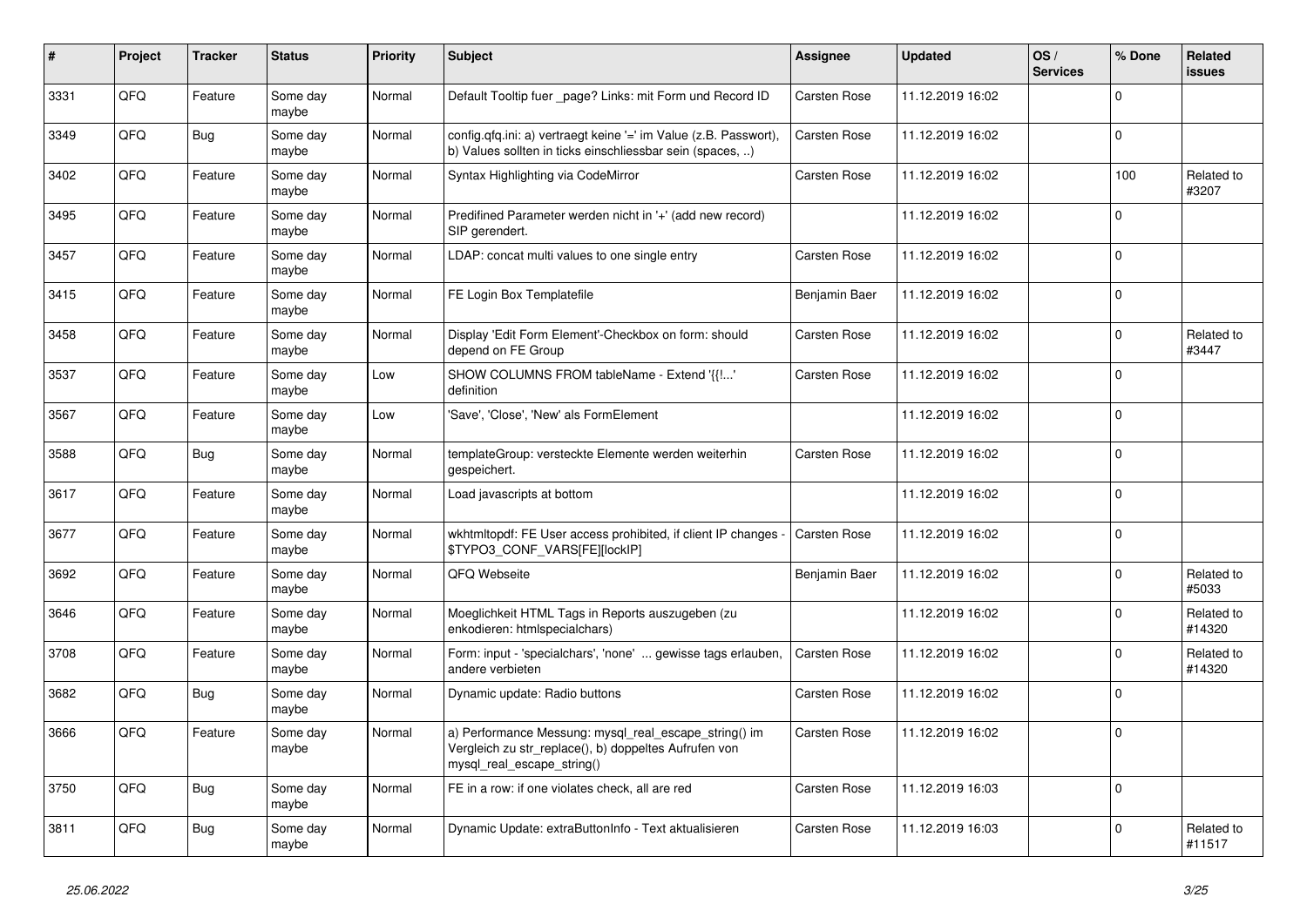| # | Project | Tracker | Status | Priority | Subject | Assignee | Updated | OS / Services | % Done | Related issues |
|---|---|---|---|---|---|---|---|---|---|---|
| 3331 | QFQ | Feature | Some day maybe | Normal | Default Tooltip fuer _page? Links: mit Form und Record ID | Carsten Rose | 11.12.2019 16:02 | | 0 | |
| 3349 | QFQ | Bug | Some day maybe | Normal | config.qfq.ini: a) vertraegt keine '=' im Value (z.B. Passwort), b) Values sollten in ticks einschliessbar sein (spaces, ..) | Carsten Rose | 11.12.2019 16:02 | | 0 | |
| 3402 | QFQ | Feature | Some day maybe | Normal | Syntax Highlighting via CodeMirror | Carsten Rose | 11.12.2019 16:02 | | 100 | Related to #3207 |
| 3495 | QFQ | Feature | Some day maybe | Normal | Predifined Parameter werden nicht in '+' (add new record) SIP gerendert. | | 11.12.2019 16:02 | | 0 | |
| 3457 | QFQ | Feature | Some day maybe | Normal | LDAP: concat multi values to one single entry | Carsten Rose | 11.12.2019 16:02 | | 0 | |
| 3415 | QFQ | Feature | Some day maybe | Normal | FE Login Box Templatefile | Benjamin Baer | 11.12.2019 16:02 | | 0 | |
| 3458 | QFQ | Feature | Some day maybe | Normal | Display 'Edit Form Element'-Checkbox on form: should depend on FE Group | Carsten Rose | 11.12.2019 16:02 | | 0 | Related to #3447 |
| 3537 | QFQ | Feature | Some day maybe | Low | SHOW COLUMNS FROM tableName - Extend '{{!...' definition | Carsten Rose | 11.12.2019 16:02 | | 0 | |
| 3567 | QFQ | Feature | Some day maybe | Low | 'Save', 'Close', 'New' als FormElement | | 11.12.2019 16:02 | | 0 | |
| 3588 | QFQ | Bug | Some day maybe | Normal | templateGroup: versteckte Elemente werden weiterhin gespeichert. | Carsten Rose | 11.12.2019 16:02 | | 0 | |
| 3617 | QFQ | Feature | Some day maybe | Normal | Load javascripts at bottom | | 11.12.2019 16:02 | | 0 | |
| 3677 | QFQ | Feature | Some day maybe | Normal | wkhtmltopdf: FE User access prohibited, if client IP changes - $TYPO3_CONF_VARS[FE][lockIP] | Carsten Rose | 11.12.2019 16:02 | | 0 | |
| 3692 | QFQ | Feature | Some day maybe | Normal | QFQ Webseite | Benjamin Baer | 11.12.2019 16:02 | | 0 | Related to #5033 |
| 3646 | QFQ | Feature | Some day maybe | Normal | Moeglichkeit HTML Tags in Reports auszugeben (zu enkodieren: htmlspecialchars) | | 11.12.2019 16:02 | | 0 | Related to #14320 |
| 3708 | QFQ | Feature | Some day maybe | Normal | Form: input - 'specialchars', 'none' ... gewisse tags erlauben, andere verbieten | Carsten Rose | 11.12.2019 16:02 | | 0 | Related to #14320 |
| 3682 | QFQ | Bug | Some day maybe | Normal | Dynamic update: Radio buttons | Carsten Rose | 11.12.2019 16:02 | | 0 | |
| 3666 | QFQ | Feature | Some day maybe | Normal | a) Performance Messung: mysql_real_escape_string() im Vergleich zu str_replace(), b) doppeltes Aufrufen von mysql_real_escape_string() | Carsten Rose | 11.12.2019 16:02 | | 0 | |
| 3750 | QFQ | Bug | Some day maybe | Normal | FE in a row: if one violates check, all are red | Carsten Rose | 11.12.2019 16:03 | | 0 | |
| 3811 | QFQ | Bug | Some day maybe | Normal | Dynamic Update: extraButtonInfo - Text aktualisieren | Carsten Rose | 11.12.2019 16:03 | | 0 | Related to #11517 |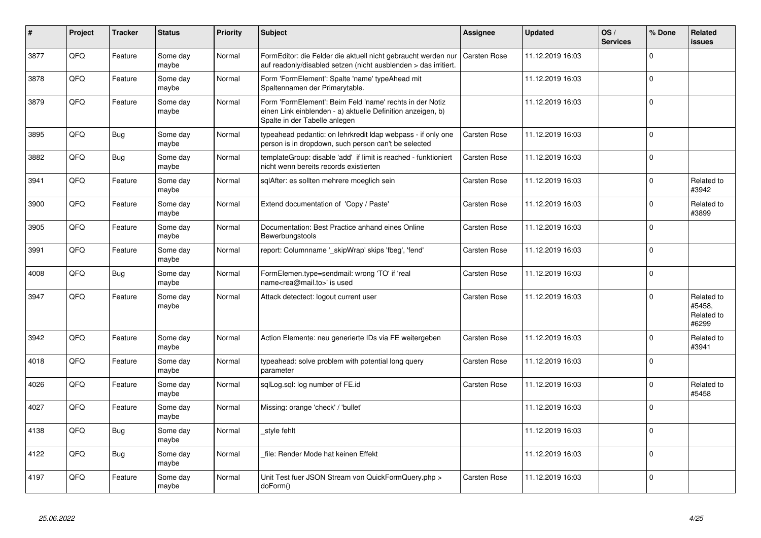| # | Project | Tracker | Status | Priority | Subject | Assignee | Updated | OS / Services | % Done | Related issues |
|---|---|---|---|---|---|---|---|---|---|---|
| 3877 | QFQ | Feature | Some day maybe | Normal | FormEditor: die Felder die aktuell nicht gebraucht werden nur auf readonly/disabled setzen (nicht ausblenden > das irritiert. | Carsten Rose | 11.12.2019 16:03 | | 0 | |
| 3878 | QFQ | Feature | Some day maybe | Normal | Form 'FormElement': Spalte 'name' typeAhead mit Spaltennamen der Primarytable. | | 11.12.2019 16:03 | | 0 | |
| 3879 | QFQ | Feature | Some day maybe | Normal | Form 'FormElement': Beim Feld 'name' rechts in der Notiz einen Link einblenden - a) aktuelle Definition anzeigen, b) Spalte in der Tabelle anlegen | | 11.12.2019 16:03 | | 0 | |
| 3895 | QFQ | Bug | Some day maybe | Normal | typeahead pedantic: on lehrkredit ldap webpass - if only one person is in dropdown, such person can't be selected | Carsten Rose | 11.12.2019 16:03 | | 0 | |
| 3882 | QFQ | Bug | Some day maybe | Normal | templateGroup: disable 'add' if limit is reached - funktioniert nicht wenn bereits records existierten | Carsten Rose | 11.12.2019 16:03 | | 0 | |
| 3941 | QFQ | Feature | Some day maybe | Normal | sqlAfter: es sollten mehrere moeglich sein | Carsten Rose | 11.12.2019 16:03 | | 0 | Related to #3942 |
| 3900 | QFQ | Feature | Some day maybe | Normal | Extend documentation of 'Copy / Paste' | Carsten Rose | 11.12.2019 16:03 | | 0 | Related to #3899 |
| 3905 | QFQ | Feature | Some day maybe | Normal | Documentation: Best Practice anhand eines Online Bewerbungstools | Carsten Rose | 11.12.2019 16:03 | | 0 | |
| 3991 | QFQ | Feature | Some day maybe | Normal | report: Columnname '_skipWrap' skips 'fbeg', 'fend' | Carsten Rose | 11.12.2019 16:03 | | 0 | |
| 4008 | QFQ | Bug | Some day maybe | Normal | FormElemen.type=sendmail: wrong 'TO' if 'real name<rea@mail.to>' is used | Carsten Rose | 11.12.2019 16:03 | | 0 | |
| 3947 | QFQ | Feature | Some day maybe | Normal | Attack detectect: logout current user | Carsten Rose | 11.12.2019 16:03 | | 0 | Related to #5458, Related to #6299 |
| 3942 | QFQ | Feature | Some day maybe | Normal | Action Elemente: neu generierte IDs via FE weitergeben | Carsten Rose | 11.12.2019 16:03 | | 0 | Related to #3941 |
| 4018 | QFQ | Feature | Some day maybe | Normal | typeahead: solve problem with potential long query parameter | Carsten Rose | 11.12.2019 16:03 | | 0 | |
| 4026 | QFQ | Feature | Some day maybe | Normal | sqlLog.sql: log number of FE.id | Carsten Rose | 11.12.2019 16:03 | | 0 | Related to #5458 |
| 4027 | QFQ | Feature | Some day maybe | Normal | Missing: orange 'check' / 'bullet' | | 11.12.2019 16:03 | | 0 | |
| 4138 | QFQ | Bug | Some day maybe | Normal | _style fehlt | | 11.12.2019 16:03 | | 0 | |
| 4122 | QFQ | Bug | Some day maybe | Normal | _file: Render Mode hat keinen Effekt | | 11.12.2019 16:03 | | 0 | |
| 4197 | QFQ | Feature | Some day maybe | Normal | Unit Test fuer JSON Stream von QuickFormQuery.php > doForm() | Carsten Rose | 11.12.2019 16:03 | | 0 | |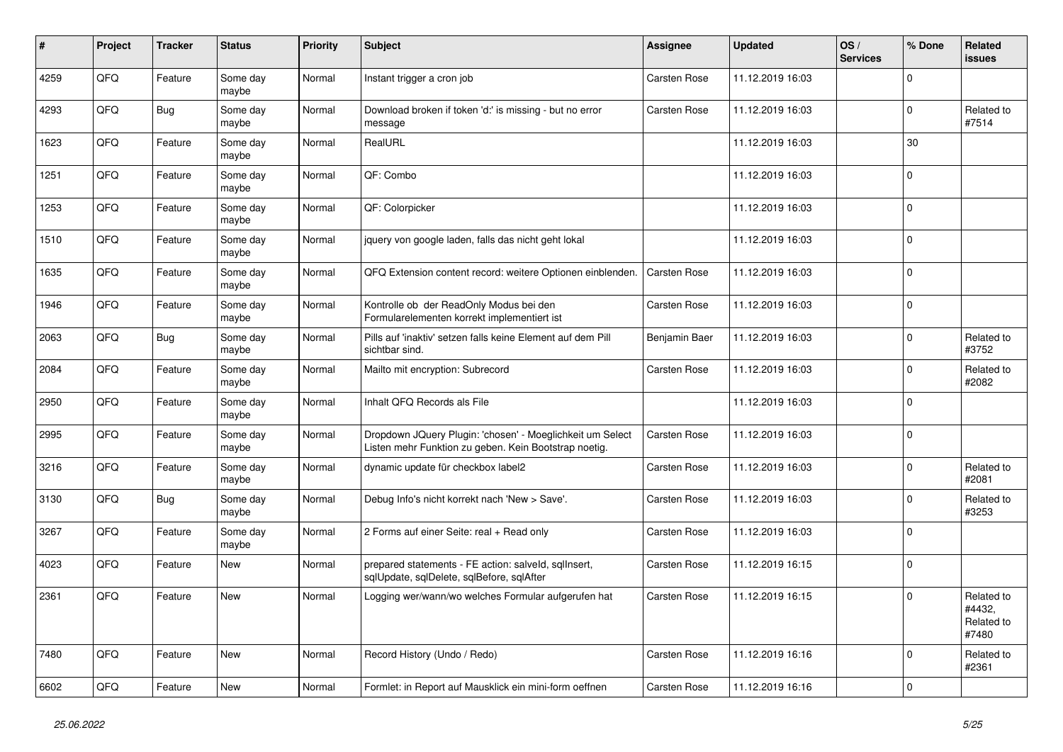| # | Project | Tracker | Status | Priority | Subject | Assignee | Updated | OS / Services | % Done | Related issues |
|---|---|---|---|---|---|---|---|---|---|---|
| 4259 | QFQ | Feature | Some day maybe | Normal | Instant trigger a cron job | Carsten Rose | 11.12.2019 16:03 | | 0 | |
| 4293 | QFQ | Bug | Some day maybe | Normal | Download broken if token 'd:' is missing - but no error message | Carsten Rose | 11.12.2019 16:03 | | 0 | Related to #7514 |
| 1623 | QFQ | Feature | Some day maybe | Normal | RealURL | | 11.12.2019 16:03 | | 30 | |
| 1251 | QFQ | Feature | Some day maybe | Normal | QF: Combo | | 11.12.2019 16:03 | | 0 | |
| 1253 | QFQ | Feature | Some day maybe | Normal | QF: Colorpicker | | 11.12.2019 16:03 | | 0 | |
| 1510 | QFQ | Feature | Some day maybe | Normal | jquery von google laden, falls das nicht geht lokal | | 11.12.2019 16:03 | | 0 | |
| 1635 | QFQ | Feature | Some day maybe | Normal | QFQ Extension content record: weitere Optionen einblenden. | Carsten Rose | 11.12.2019 16:03 | | 0 | |
| 1946 | QFQ | Feature | Some day maybe | Normal | Kontrolle ob der ReadOnly Modus bei den Formularelementen korrekt implementiert ist | Carsten Rose | 11.12.2019 16:03 | | 0 | |
| 2063 | QFQ | Bug | Some day maybe | Normal | Pills auf 'inaktiv' setzen falls keine Element auf dem Pill sichtbar sind. | Benjamin Baer | 11.12.2019 16:03 | | 0 | Related to #3752 |
| 2084 | QFQ | Feature | Some day maybe | Normal | Mailto mit encryption: Subrecord | Carsten Rose | 11.12.2019 16:03 | | 0 | Related to #2082 |
| 2950 | QFQ | Feature | Some day maybe | Normal | Inhalt QFQ Records als File | | 11.12.2019 16:03 | | 0 | |
| 2995 | QFQ | Feature | Some day maybe | Normal | Dropdown JQuery Plugin: 'chosen' - Moeglichkeit um Select Listen mehr Funktion zu geben. Kein Bootstrap noetig. | Carsten Rose | 11.12.2019 16:03 | | 0 | |
| 3216 | QFQ | Feature | Some day maybe | Normal | dynamic update für checkbox label2 | Carsten Rose | 11.12.2019 16:03 | | 0 | Related to #2081 |
| 3130 | QFQ | Bug | Some day maybe | Normal | Debug Info's nicht korrekt nach 'New > Save'. | Carsten Rose | 11.12.2019 16:03 | | 0 | Related to #3253 |
| 3267 | QFQ | Feature | Some day maybe | Normal | 2 Forms auf einer Seite: real + Read only | Carsten Rose | 11.12.2019 16:03 | | 0 | |
| 4023 | QFQ | Feature | New | Normal | prepared statements - FE action: salveId, sqlInsert, sqlUpdate, sqlDelete, sqlBefore, sqlAfter | Carsten Rose | 11.12.2019 16:15 | | 0 | |
| 2361 | QFQ | Feature | New | Normal | Logging wer/wann/wo welches Formular aufgerufen hat | Carsten Rose | 11.12.2019 16:15 | | 0 | Related to #4432, Related to #7480 |
| 7480 | QFQ | Feature | New | Normal | Record History (Undo / Redo) | Carsten Rose | 11.12.2019 16:16 | | 0 | Related to #2361 |
| 6602 | QFQ | Feature | New | Normal | Formlet: in Report auf Mausklick ein mini-form oeffnen | Carsten Rose | 11.12.2019 16:16 | | 0 | |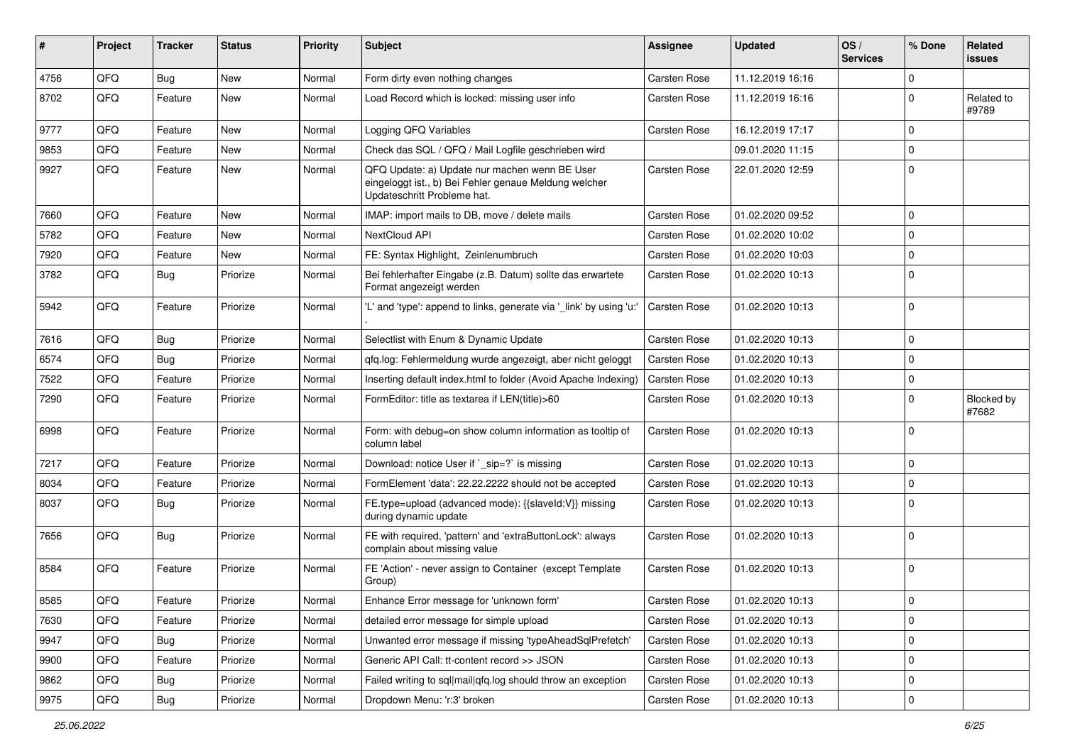| # | Project | Tracker | Status | Priority | Subject | Assignee | Updated | OS / Services | % Done | Related issues |
|---|---|---|---|---|---|---|---|---|---|---|
| 4756 | QFQ | Bug | New | Normal | Form dirty even nothing changes | Carsten Rose | 11.12.2019 16:16 | | 0 | |
| 8702 | QFQ | Feature | New | Normal | Load Record which is locked: missing user info | Carsten Rose | 11.12.2019 16:16 | | 0 | Related to #9789 |
| 9777 | QFQ | Feature | New | Normal | Logging QFQ Variables | Carsten Rose | 16.12.2019 17:17 | | 0 | |
| 9853 | QFQ | Feature | New | Normal | Check das SQL / QFQ / Mail Logfile geschrieben wird | | 09.01.2020 11:15 | | 0 | |
| 9927 | QFQ | Feature | New | Normal | QFQ Update: a) Update nur machen wenn BE User eingeloggt ist., b) Bei Fehler genaue Meldung welcher Updateschritt Probleme hat. | Carsten Rose | 22.01.2020 12:59 | | 0 | |
| 7660 | QFQ | Feature | New | Normal | IMAP: import mails to DB, move / delete mails | Carsten Rose | 01.02.2020 09:52 | | 0 | |
| 5782 | QFQ | Feature | New | Normal | NextCloud API | Carsten Rose | 01.02.2020 10:02 | | 0 | |
| 7920 | QFQ | Feature | New | Normal | FE: Syntax Highlight, Zeinlenumbruch | Carsten Rose | 01.02.2020 10:03 | | 0 | |
| 3782 | QFQ | Bug | Priorize | Normal | Bei fehlerhafter Eingabe (z.B. Datum) sollte das erwartete Format angezeigt werden | Carsten Rose | 01.02.2020 10:13 | | 0 | |
| 5942 | QFQ | Feature | Priorize | Normal | 'L' and 'type': append to links, generate via '_link' by using 'u:' . | Carsten Rose | 01.02.2020 10:13 | | 0 | |
| 7616 | QFQ | Bug | Priorize | Normal | Selectlist with Enum & Dynamic Update | Carsten Rose | 01.02.2020 10:13 | | 0 | |
| 6574 | QFQ | Bug | Priorize | Normal | qfq.log: Fehlermeldung wurde angezeigt, aber nicht geloggt | Carsten Rose | 01.02.2020 10:13 | | 0 | |
| 7522 | QFQ | Feature | Priorize | Normal | Inserting default index.html to folder (Avoid Apache Indexing) | Carsten Rose | 01.02.2020 10:13 | | 0 | |
| 7290 | QFQ | Feature | Priorize | Normal | FormEditor: title as textarea if LEN(title)>60 | Carsten Rose | 01.02.2020 10:13 | | 0 | Blocked by #7682 |
| 6998 | QFQ | Feature | Priorize | Normal | Form: with debug=on show column information as tooltip of column label | Carsten Rose | 01.02.2020 10:13 | | 0 | |
| 7217 | QFQ | Feature | Priorize | Normal | Download: notice User if `_sip=?` is missing | Carsten Rose | 01.02.2020 10:13 | | 0 | |
| 8034 | QFQ | Feature | Priorize | Normal | FormElement 'data': 22.22.2222 should not be accepted | Carsten Rose | 01.02.2020 10:13 | | 0 | |
| 8037 | QFQ | Bug | Priorize | Normal | FE.type=upload (advanced mode): {{slaveId:V}} missing during dynamic update | Carsten Rose | 01.02.2020 10:13 | | 0 | |
| 7656 | QFQ | Bug | Priorize | Normal | FE with required, 'pattern' and 'extraButtonLock': always complain about missing value | Carsten Rose | 01.02.2020 10:13 | | 0 | |
| 8584 | QFQ | Feature | Priorize | Normal | FE 'Action' - never assign to Container (except Template Group) | Carsten Rose | 01.02.2020 10:13 | | 0 | |
| 8585 | QFQ | Feature | Priorize | Normal | Enhance Error message for 'unknown form' | Carsten Rose | 01.02.2020 10:13 | | 0 | |
| 7630 | QFQ | Feature | Priorize | Normal | detailed error message for simple upload | Carsten Rose | 01.02.2020 10:13 | | 0 | |
| 9947 | QFQ | Bug | Priorize | Normal | Unwanted error message if missing 'typeAheadSqlPrefetch' | Carsten Rose | 01.02.2020 10:13 | | 0 | |
| 9900 | QFQ | Feature | Priorize | Normal | Generic API Call: tt-content record >> JSON | Carsten Rose | 01.02.2020 10:13 | | 0 | |
| 9862 | QFQ | Bug | Priorize | Normal | Failed writing to sql\|mail\|qfq.log should throw an exception | Carsten Rose | 01.02.2020 10:13 | | 0 | |
| 9975 | QFQ | Bug | Priorize | Normal | Dropdown Menu: 'r:3' broken | Carsten Rose | 01.02.2020 10:13 | | 0 | |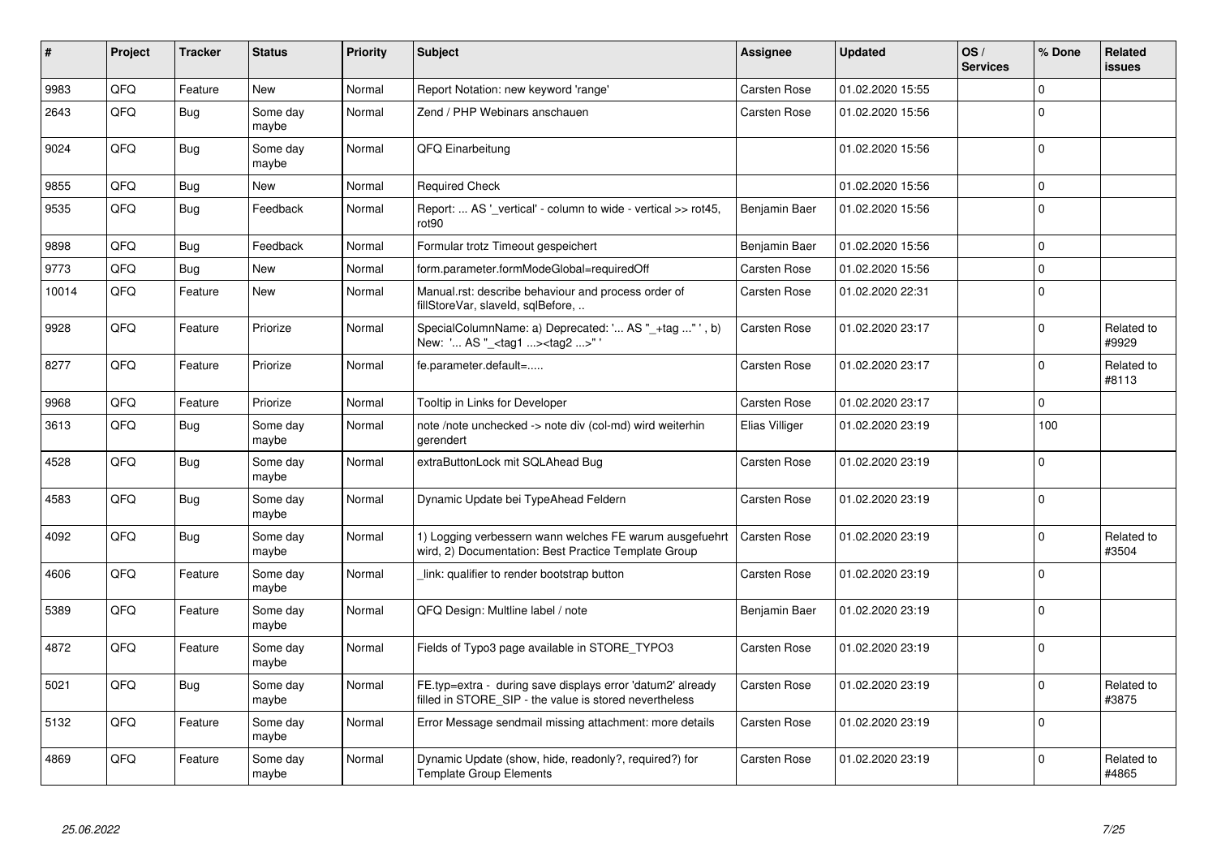| # | Project | Tracker | Status | Priority | Subject | Assignee | Updated | OS / Services | % Done | Related issues |
|---|---|---|---|---|---|---|---|---|---|---|
| 9983 | QFQ | Feature | New | Normal | Report Notation: new keyword 'range' | Carsten Rose | 01.02.2020 15:55 | | 0 | |
| 2643 | QFQ | Bug | Some day maybe | Normal | Zend / PHP Webinars anschauen | Carsten Rose | 01.02.2020 15:56 | | 0 | |
| 9024 | QFQ | Bug | Some day maybe | Normal | QFQ Einarbeitung | | 01.02.2020 15:56 | | 0 | |
| 9855 | QFQ | Bug | New | Normal | Required Check | | 01.02.2020 15:56 | | 0 | |
| 9535 | QFQ | Bug | Feedback | Normal | Report: ... AS '_vertical' - column to wide - vertical >> rot45, rot90 | Benjamin Baer | 01.02.2020 15:56 | | 0 | |
| 9898 | QFQ | Bug | Feedback | Normal | Formular trotz Timeout gespeichert | Benjamin Baer | 01.02.2020 15:56 | | 0 | |
| 9773 | QFQ | Bug | New | Normal | form.parameter.formModeGlobal=requiredOff | Carsten Rose | 01.02.2020 15:56 | | 0 | |
| 10014 | QFQ | Feature | New | Normal | Manual.rst: describe behaviour and process order of fillStoreVar, slaveId, sqlBefore, .. | Carsten Rose | 01.02.2020 22:31 | | 0 | |
| 9928 | QFQ | Feature | Priorize | Normal | SpecialColumnName: a) Deprecated: '... AS "_+tag ..." ', b) New: '... AS "_<tag1 ...><tag2 ...>" ' | Carsten Rose | 01.02.2020 23:17 | | 0 | Related to #9929 |
| 8277 | QFQ | Feature | Priorize | Normal | fe.parameter.default=..... | Carsten Rose | 01.02.2020 23:17 | | 0 | Related to #8113 |
| 9968 | QFQ | Feature | Priorize | Normal | Tooltip in Links for Developer | Carsten Rose | 01.02.2020 23:17 | | 0 | |
| 3613 | QFQ | Bug | Some day maybe | Normal | note /note unchecked -> note div (col-md) wird weiterhin gerendert | Elias Villiger | 01.02.2020 23:19 | | 100 | |
| 4528 | QFQ | Bug | Some day maybe | Normal | extraButtonLock mit SQLAhead Bug | Carsten Rose | 01.02.2020 23:19 | | 0 | |
| 4583 | QFQ | Bug | Some day maybe | Normal | Dynamic Update bei TypeAhead Feldern | Carsten Rose | 01.02.2020 23:19 | | 0 | |
| 4092 | QFQ | Bug | Some day maybe | Normal | 1) Logging verbessern wann welches FE warum ausgefuehrt wird, 2) Documentation: Best Practice Template Group | Carsten Rose | 01.02.2020 23:19 | | 0 | Related to #3504 |
| 4606 | QFQ | Feature | Some day maybe | Normal | _link: qualifier to render bootstrap button | Carsten Rose | 01.02.2020 23:19 | | 0 | |
| 5389 | QFQ | Feature | Some day maybe | Normal | QFQ Design: Multline label / note | Benjamin Baer | 01.02.2020 23:19 | | 0 | |
| 4872 | QFQ | Feature | Some day maybe | Normal | Fields of Typo3 page available in STORE_TYPO3 | Carsten Rose | 01.02.2020 23:19 | | 0 | |
| 5021 | QFQ | Bug | Some day maybe | Normal | FE.typ=extra - during save displays error 'datum2' already filled in STORE_SIP - the value is stored nevertheless | Carsten Rose | 01.02.2020 23:19 | | 0 | Related to #3875 |
| 5132 | QFQ | Feature | Some day maybe | Normal | Error Message sendmail missing attachment: more details | Carsten Rose | 01.02.2020 23:19 | | 0 | |
| 4869 | QFQ | Feature | Some day maybe | Normal | Dynamic Update (show, hide, readonly?, required?) for Template Group Elements | Carsten Rose | 01.02.2020 23:19 | | 0 | Related to #4865 |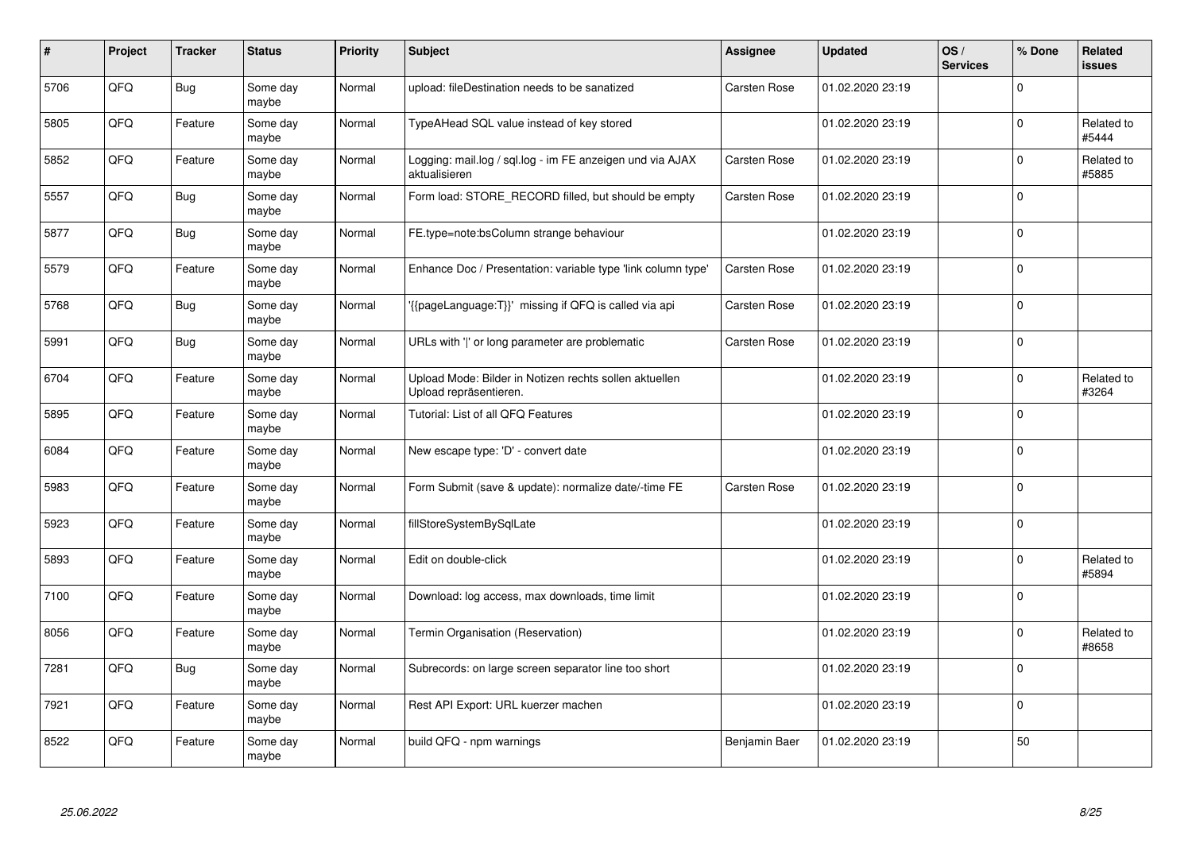| # | Project | Tracker | Status | Priority | Subject | Assignee | Updated | OS / Services | % Done | Related issues |
|---|---|---|---|---|---|---|---|---|---|---|
| 5706 | QFQ | Bug | Some day maybe | Normal | upload: fileDestination needs to be sanatized | Carsten Rose | 01.02.2020 23:19 | | 0 | |
| 5805 | QFQ | Feature | Some day maybe | Normal | TypeAHead SQL value instead of key stored | | 01.02.2020 23:19 | | 0 | Related to #5444 |
| 5852 | QFQ | Feature | Some day maybe | Normal | Logging: mail.log / sql.log - im FE anzeigen und via AJAX aktualisieren | Carsten Rose | 01.02.2020 23:19 | | 0 | Related to #5885 |
| 5557 | QFQ | Bug | Some day maybe | Normal | Form load: STORE_RECORD filled, but should be empty | Carsten Rose | 01.02.2020 23:19 | | 0 | |
| 5877 | QFQ | Bug | Some day maybe | Normal | FE.type=note:bsColumn strange behaviour | | 01.02.2020 23:19 | | 0 | |
| 5579 | QFQ | Feature | Some day maybe | Normal | Enhance Doc / Presentation: variable type 'link column type' | Carsten Rose | 01.02.2020 23:19 | | 0 | |
| 5768 | QFQ | Bug | Some day maybe | Normal | '{{pageLanguage:T}}' missing if QFQ is called via api | Carsten Rose | 01.02.2020 23:19 | | 0 | |
| 5991 | QFQ | Bug | Some day maybe | Normal | URLs with '\|' or long parameter are problematic | Carsten Rose | 01.02.2020 23:19 | | 0 | |
| 6704 | QFQ | Feature | Some day maybe | Normal | Upload Mode: Bilder in Notizen rechts sollen aktuellen Upload repräsentieren. | | 01.02.2020 23:19 | | 0 | Related to #3264 |
| 5895 | QFQ | Feature | Some day maybe | Normal | Tutorial: List of all QFQ Features | | 01.02.2020 23:19 | | 0 | |
| 6084 | QFQ | Feature | Some day maybe | Normal | New escape type: 'D' - convert date | | 01.02.2020 23:19 | | 0 | |
| 5983 | QFQ | Feature | Some day maybe | Normal | Form Submit (save & update): normalize date/-time FE | Carsten Rose | 01.02.2020 23:19 | | 0 | |
| 5923 | QFQ | Feature | Some day maybe | Normal | fillStoreSystemBySqlLate | | 01.02.2020 23:19 | | 0 | |
| 5893 | QFQ | Feature | Some day maybe | Normal | Edit on double-click | | 01.02.2020 23:19 | | 0 | Related to #5894 |
| 7100 | QFQ | Feature | Some day maybe | Normal | Download: log access, max downloads, time limit | | 01.02.2020 23:19 | | 0 | |
| 8056 | QFQ | Feature | Some day maybe | Normal | Termin Organisation (Reservation) | | 01.02.2020 23:19 | | 0 | Related to #8658 |
| 7281 | QFQ | Bug | Some day maybe | Normal | Subrecords: on large screen separator line too short | | 01.02.2020 23:19 | | 0 | |
| 7921 | QFQ | Feature | Some day maybe | Normal | Rest API Export: URL kuerzer machen | | 01.02.2020 23:19 | | 0 | |
| 8522 | QFQ | Feature | Some day maybe | Normal | build QFQ - npm warnings | Benjamin Baer | 01.02.2020 23:19 | | 50 | |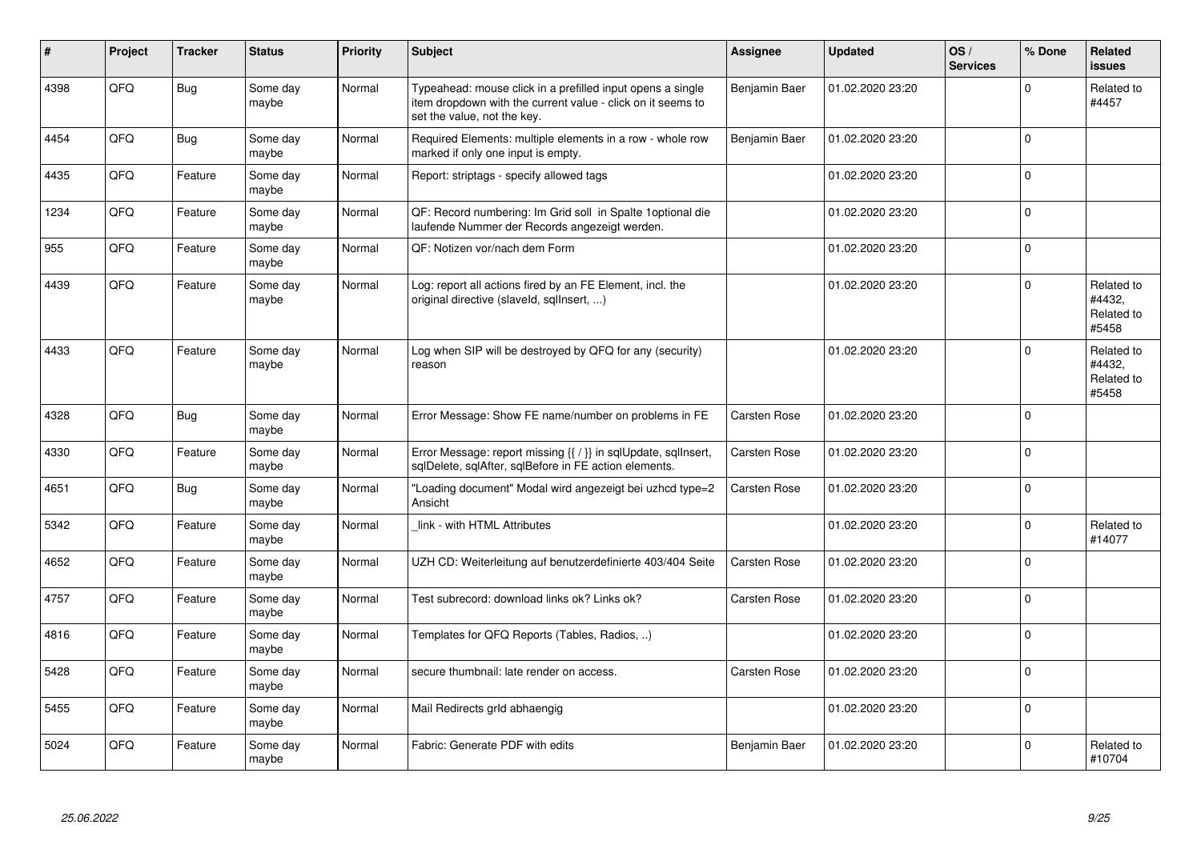| # | Project | Tracker | Status | Priority | Subject | Assignee | Updated | OS / Services | % Done | Related issues |
|---|---|---|---|---|---|---|---|---|---|---|
| 4398 | QFQ | Bug | Some day maybe | Normal | Typeahead: mouse click in a prefilled input opens a single item dropdown with the current value - click on it seems to set the value, not the key. | Benjamin Baer | 01.02.2020 23:20 | | 0 | Related to #4457 |
| 4454 | QFQ | Bug | Some day maybe | Normal | Required Elements: multiple elements in a row - whole row marked if only one input is empty. | Benjamin Baer | 01.02.2020 23:20 | | 0 | |
| 4435 | QFQ | Feature | Some day maybe | Normal | Report: striptags - specify allowed tags | | 01.02.2020 23:20 | | 0 | |
| 1234 | QFQ | Feature | Some day maybe | Normal | QF: Record numbering: Im Grid soll in Spalte 1optional die laufende Nummer der Records angezeigt werden. | | 01.02.2020 23:20 | | 0 | |
| 955 | QFQ | Feature | Some day maybe | Normal | QF: Notizen vor/nach dem Form | | 01.02.2020 23:20 | | 0 | |
| 4439 | QFQ | Feature | Some day maybe | Normal | Log: report all actions fired by an FE Element, incl. the original directive (slaveld, sqlInsert, ...) | | 01.02.2020 23:20 | | 0 | Related to #4432, Related to #5458 |
| 4433 | QFQ | Feature | Some day maybe | Normal | Log when SIP will be destroyed by QFQ for any (security) reason | | 01.02.2020 23:20 | | 0 | Related to #4432, Related to #5458 |
| 4328 | QFQ | Bug | Some day maybe | Normal | Error Message: Show FE name/number on problems in FE | Carsten Rose | 01.02.2020 23:20 | | 0 | |
| 4330 | QFQ | Feature | Some day maybe | Normal | Error Message: report missing {{ / }} in sqlUpdate, sqlInsert, sqlDelete, sqlAfter, sqlBefore in FE action elements. | Carsten Rose | 01.02.2020 23:20 | | 0 | |
| 4651 | QFQ | Bug | Some day maybe | Normal | "Loading document" Modal wird angezeigt bei uzhcd type=2 Ansicht | Carsten Rose | 01.02.2020 23:20 | | 0 | |
| 5342 | QFQ | Feature | Some day maybe | Normal | _link - with HTML Attributes | | 01.02.2020 23:20 | | 0 | Related to #14077 |
| 4652 | QFQ | Feature | Some day maybe | Normal | UZH CD: Weiterleitung auf benutzerdefinierte 403/404 Seite | Carsten Rose | 01.02.2020 23:20 | | 0 | |
| 4757 | QFQ | Feature | Some day maybe | Normal | Test subrecord: download links ok? Links ok? | Carsten Rose | 01.02.2020 23:20 | | 0 | |
| 4816 | QFQ | Feature | Some day maybe | Normal | Templates for QFQ Reports (Tables, Radios, ..) | | 01.02.2020 23:20 | | 0 | |
| 5428 | QFQ | Feature | Some day maybe | Normal | secure thumbnail: late render on access. | Carsten Rose | 01.02.2020 23:20 | | 0 | |
| 5455 | QFQ | Feature | Some day maybe | Normal | Mail Redirects grld abhaengig | | 01.02.2020 23:20 | | 0 | |
| 5024 | QFQ | Feature | Some day maybe | Normal | Fabric: Generate PDF with edits | Benjamin Baer | 01.02.2020 23:20 | | 0 | Related to #10704 |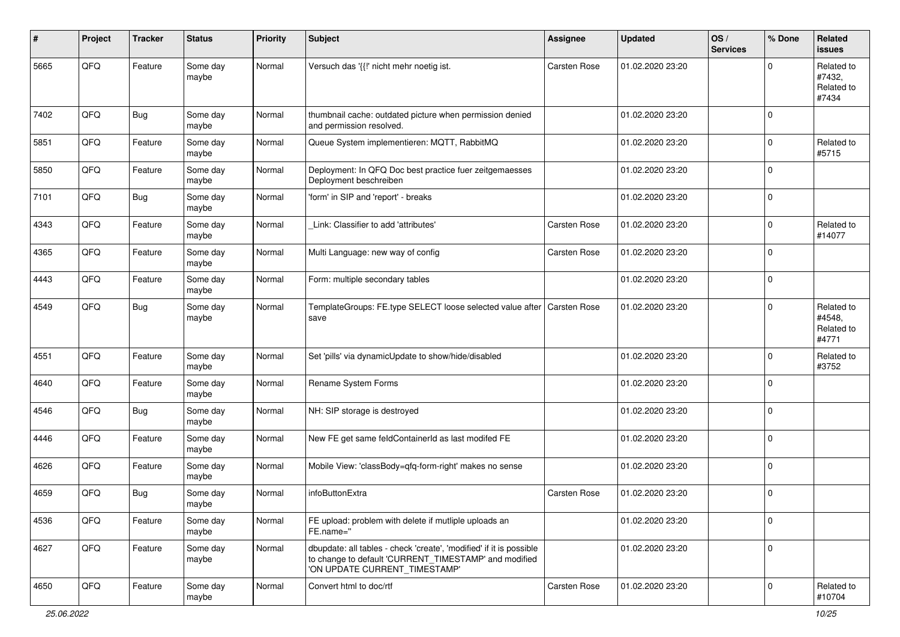| # | Project | Tracker | Status | Priority | Subject | Assignee | Updated | OS / Services | % Done | Related issues |
|---|---|---|---|---|---|---|---|---|---|---|
| 5665 | QFQ | Feature | Some day maybe | Normal | Versuch das '{{!' nicht mehr noetig ist. | Carsten Rose | 01.02.2020 23:20 | | 0 | Related to #7432, Related to #7434 |
| 7402 | QFQ | Bug | Some day maybe | Normal | thumbnail cache: outdated picture when permission denied and permission resolved. | | 01.02.2020 23:20 | | 0 | |
| 5851 | QFQ | Feature | Some day maybe | Normal | Queue System implementieren: MQTT, RabbitMQ | | 01.02.2020 23:20 | | 0 | Related to #5715 |
| 5850 | QFQ | Feature | Some day maybe | Normal | Deployment: In QFQ Doc best practice fuer zeitgemaesses Deployment beschreiben | | 01.02.2020 23:20 | | 0 | |
| 7101 | QFQ | Bug | Some day maybe | Normal | 'form' in SIP and 'report' - breaks | | 01.02.2020 23:20 | | 0 | |
| 4343 | QFQ | Feature | Some day maybe | Normal | _Link: Classifier to add 'attributes' | Carsten Rose | 01.02.2020 23:20 | | 0 | Related to #14077 |
| 4365 | QFQ | Feature | Some day maybe | Normal | Multi Language: new way of config | Carsten Rose | 01.02.2020 23:20 | | 0 | |
| 4443 | QFQ | Feature | Some day maybe | Normal | Form: multiple secondary tables | | 01.02.2020 23:20 | | 0 | |
| 4549 | QFQ | Bug | Some day maybe | Normal | TemplateGroups: FE.type SELECT loose selected value after save | Carsten Rose | 01.02.2020 23:20 | | 0 | Related to #4548, Related to #4771 |
| 4551 | QFQ | Feature | Some day maybe | Normal | Set 'pills' via dynamicUpdate to show/hide/disabled | | 01.02.2020 23:20 | | 0 | Related to #3752 |
| 4640 | QFQ | Feature | Some day maybe | Normal | Rename System Forms | | 01.02.2020 23:20 | | 0 | |
| 4546 | QFQ | Bug | Some day maybe | Normal | NH: SIP storage is destroyed | | 01.02.2020 23:20 | | 0 | |
| 4446 | QFQ | Feature | Some day maybe | Normal | New FE get same feldContainerId as last modifed FE | | 01.02.2020 23:20 | | 0 | |
| 4626 | QFQ | Feature | Some day maybe | Normal | Mobile View: 'classBody=qfq-form-right' makes no sense | | 01.02.2020 23:20 | | 0 | |
| 4659 | QFQ | Bug | Some day maybe | Normal | infoButtonExtra | Carsten Rose | 01.02.2020 23:20 | | 0 | |
| 4536 | QFQ | Feature | Some day maybe | Normal | FE upload: problem with delete if mutliple uploads an FE.name=" | | 01.02.2020 23:20 | | 0 | |
| 4627 | QFQ | Feature | Some day maybe | Normal | dbupdate: all tables - check 'create', 'modified' if it is possible to change to default 'CURRENT_TIMESTAMP' and modified 'ON UPDATE CURRENT_TIMESTAMP' | | 01.02.2020 23:20 | | 0 | |
| 4650 | QFQ | Feature | Some day maybe | Normal | Convert html to doc/rtf | Carsten Rose | 01.02.2020 23:20 | | 0 | Related to #10704 |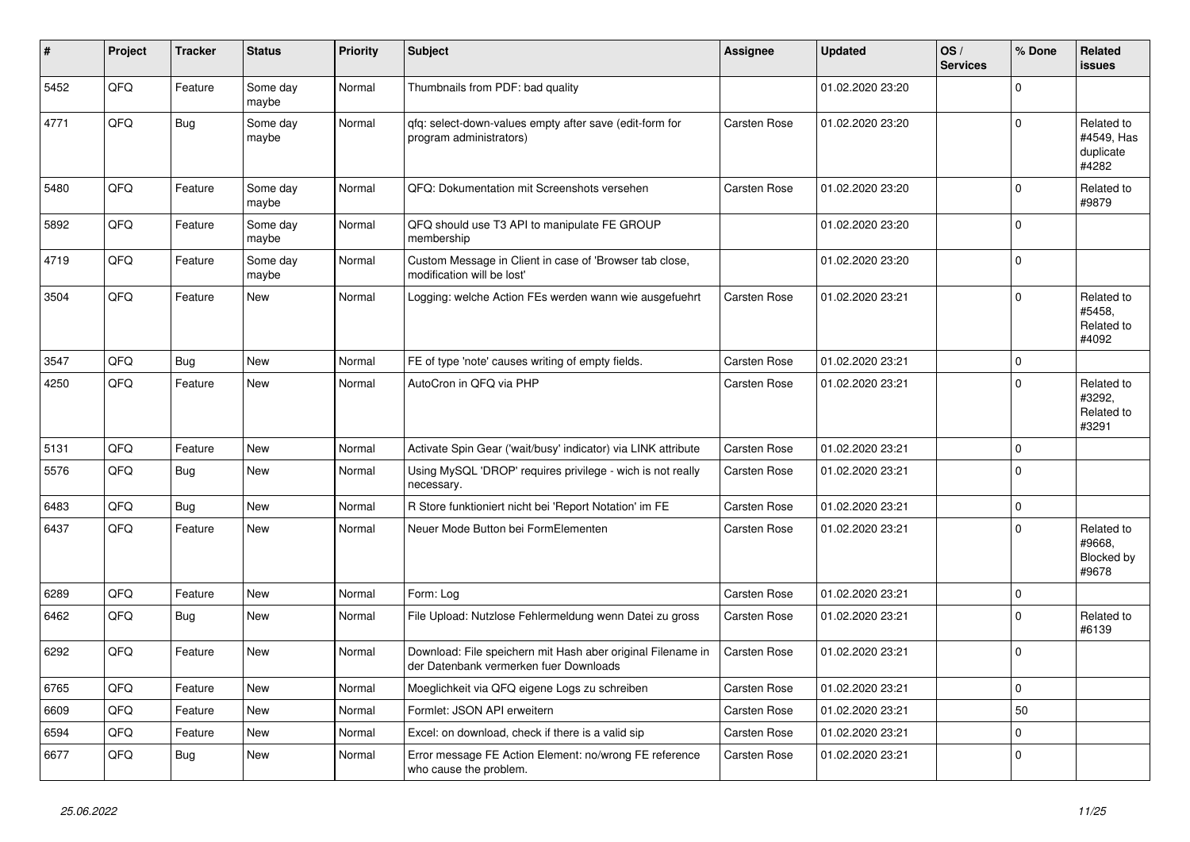| # | Project | Tracker | Status | Priority | Subject | Assignee | Updated | OS / Services | % Done | Related issues |
|---|---|---|---|---|---|---|---|---|---|---|
| 5452 | QFQ | Feature | Some day maybe | Normal | Thumbnails from PDF: bad quality | | 01.02.2020 23:20 | | 0 | |
| 4771 | QFQ | Bug | Some day maybe | Normal | qfq: select-down-values empty after save (edit-form for program administrators) | Carsten Rose | 01.02.2020 23:20 | | 0 | Related to #4549, Has duplicate #4282 |
| 5480 | QFQ | Feature | Some day maybe | Normal | QFQ: Dokumentation mit Screenshots versehen | Carsten Rose | 01.02.2020 23:20 | | 0 | Related to #9879 |
| 5892 | QFQ | Feature | Some day maybe | Normal | QFQ should use T3 API to manipulate FE GROUP membership | | 01.02.2020 23:20 | | 0 | |
| 4719 | QFQ | Feature | Some day maybe | Normal | Custom Message in Client in case of 'Browser tab close, modification will be lost' | | 01.02.2020 23:20 | | 0 | |
| 3504 | QFQ | Feature | New | Normal | Logging: welche Action FEs werden wann wie ausgefuehrt | Carsten Rose | 01.02.2020 23:21 | | 0 | Related to #5458, Related to #4092 |
| 3547 | QFQ | Bug | New | Normal | FE of type 'note' causes writing of empty fields. | Carsten Rose | 01.02.2020 23:21 | | 0 | |
| 4250 | QFQ | Feature | New | Normal | AutoCron in QFQ via PHP | Carsten Rose | 01.02.2020 23:21 | | 0 | Related to #3292, Related to #3291 |
| 5131 | QFQ | Feature | New | Normal | Activate Spin Gear ('wait/busy' indicator) via LINK attribute | Carsten Rose | 01.02.2020 23:21 | | 0 | |
| 5576 | QFQ | Bug | New | Normal | Using MySQL 'DROP' requires privilege - wich is not really necessary. | Carsten Rose | 01.02.2020 23:21 | | 0 | |
| 6483 | QFQ | Bug | New | Normal | R Store funktioniert nicht bei 'Report Notation' im FE | Carsten Rose | 01.02.2020 23:21 | | 0 | |
| 6437 | QFQ | Feature | New | Normal | Neuer Mode Button bei FormElementen | Carsten Rose | 01.02.2020 23:21 | | 0 | Related to #9668, Blocked by #9678 |
| 6289 | QFQ | Feature | New | Normal | Form: Log | Carsten Rose | 01.02.2020 23:21 | | 0 | |
| 6462 | QFQ | Bug | New | Normal | File Upload: Nutzlose Fehlermeldung wenn Datei zu gross | Carsten Rose | 01.02.2020 23:21 | | 0 | Related to #6139 |
| 6292 | QFQ | Feature | New | Normal | Download: File speichern mit Hash aber original Filename in der Datenbank vermerken fuer Downloads | Carsten Rose | 01.02.2020 23:21 | | 0 | |
| 6765 | QFQ | Feature | New | Normal | Moeglichkeit via QFQ eigene Logs zu schreiben | Carsten Rose | 01.02.2020 23:21 | | 0 | |
| 6609 | QFQ | Feature | New | Normal | Formlet: JSON API erweitern | Carsten Rose | 01.02.2020 23:21 | | 50 | |
| 6594 | QFQ | Feature | New | Normal | Excel: on download, check if there is a valid sip | Carsten Rose | 01.02.2020 23:21 | | 0 | |
| 6677 | QFQ | Bug | New | Normal | Error message FE Action Element: no/wrong FE reference who cause the problem. | Carsten Rose | 01.02.2020 23:21 | | 0 | |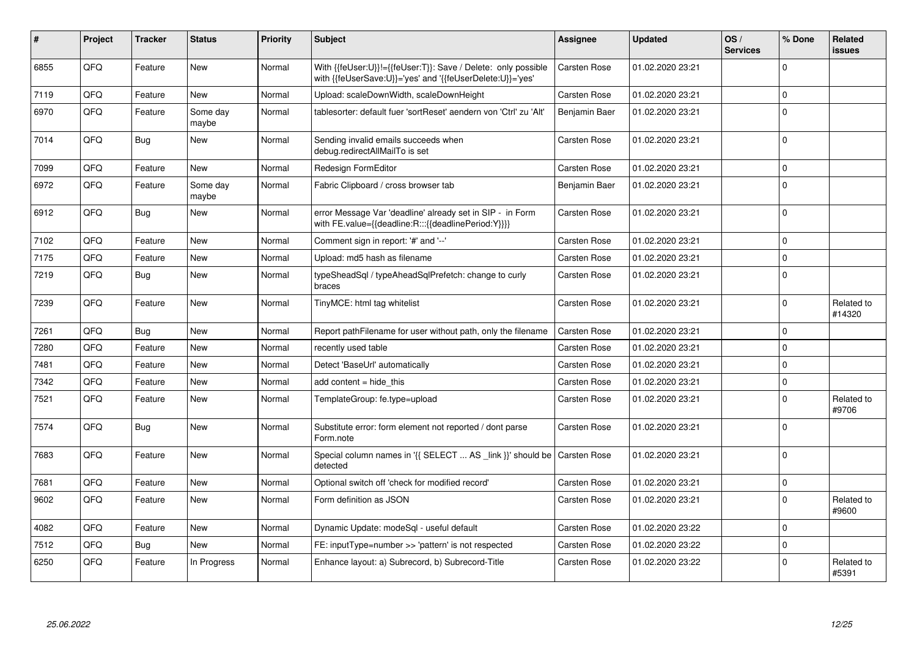| # | Project | Tracker | Status | Priority | Subject | Assignee | Updated | OS / Services | % Done | Related issues |
|---|---|---|---|---|---|---|---|---|---|---|
| 6855 | QFQ | Feature | New | Normal | With {{feUser:U}}!={{feUser:T}}: Save / Delete: only possible with {{feUserSave:U}}='yes' and '{{feUserDelete:U}}='yes' | Carsten Rose | 01.02.2020 23:21 | | 0 | |
| 7119 | QFQ | Feature | New | Normal | Upload: scaleDownWidth, scaleDownHeight | Carsten Rose | 01.02.2020 23:21 | | 0 | |
| 6970 | QFQ | Feature | Some day maybe | Normal | tablesorter: default fuer 'sortReset' aendern von 'Ctrl' zu 'Alt' | Benjamin Baer | 01.02.2020 23:21 | | 0 | |
| 7014 | QFQ | Bug | New | Normal | Sending invalid emails succeeds when debug.redirectAllMailTo is set | Carsten Rose | 01.02.2020 23:21 | | 0 | |
| 7099 | QFQ | Feature | New | Normal | Redesign FormEditor | Carsten Rose | 01.02.2020 23:21 | | 0 | |
| 6972 | QFQ | Feature | Some day maybe | Normal | Fabric Clipboard / cross browser tab | Benjamin Baer | 01.02.2020 23:21 | | 0 | |
| 6912 | QFQ | Bug | New | Normal | error Message Var 'deadline' already set in SIP - in Form with FE.value={{deadline:R:::{{deadlinePeriod:Y}}}} | Carsten Rose | 01.02.2020 23:21 | | 0 | |
| 7102 | QFQ | Feature | New | Normal | Comment sign in report: '#' and '--' | Carsten Rose | 01.02.2020 23:21 | | 0 | |
| 7175 | QFQ | Feature | New | Normal | Upload: md5 hash as filename | Carsten Rose | 01.02.2020 23:21 | | 0 | |
| 7219 | QFQ | Bug | New | Normal | typeSheadSql / typeAheadSqlPrefetch: change to curly braces | Carsten Rose | 01.02.2020 23:21 | | 0 | |
| 7239 | QFQ | Feature | New | Normal | TinyMCE: html tag whitelist | Carsten Rose | 01.02.2020 23:21 | | 0 | Related to #14320 |
| 7261 | QFQ | Bug | New | Normal | Report pathFilename for user without path, only the filename | Carsten Rose | 01.02.2020 23:21 | | 0 | |
| 7280 | QFQ | Feature | New | Normal | recently used table | Carsten Rose | 01.02.2020 23:21 | | 0 | |
| 7481 | QFQ | Feature | New | Normal | Detect 'BaseUrl' automatically | Carsten Rose | 01.02.2020 23:21 | | 0 | |
| 7342 | QFQ | Feature | New | Normal | add content = hide_this | Carsten Rose | 01.02.2020 23:21 | | 0 | |
| 7521 | QFQ | Feature | New | Normal | TemplateGroup: fe.type=upload | Carsten Rose | 01.02.2020 23:21 | | 0 | Related to #9706 |
| 7574 | QFQ | Bug | New | Normal | Substitute error: form element not reported / dont parse Form.note | Carsten Rose | 01.02.2020 23:21 | | 0 | |
| 7683 | QFQ | Feature | New | Normal | Special column names in '{{ SELECT ... AS _link }}' should be detected | Carsten Rose | 01.02.2020 23:21 | | 0 | |
| 7681 | QFQ | Feature | New | Normal | Optional switch off 'check for modified record' | Carsten Rose | 01.02.2020 23:21 | | 0 | |
| 9602 | QFQ | Feature | New | Normal | Form definition as JSON | Carsten Rose | 01.02.2020 23:21 | | 0 | Related to #9600 |
| 4082 | QFQ | Feature | New | Normal | Dynamic Update: modeSql - useful default | Carsten Rose | 01.02.2020 23:22 | | 0 | |
| 7512 | QFQ | Bug | New | Normal | FE: inputType=number >> 'pattern' is not respected | Carsten Rose | 01.02.2020 23:22 | | 0 | |
| 6250 | QFQ | Feature | In Progress | Normal | Enhance layout: a) Subrecord, b) Subrecord-Title | Carsten Rose | 01.02.2020 23:22 | | 0 | Related to #5391 |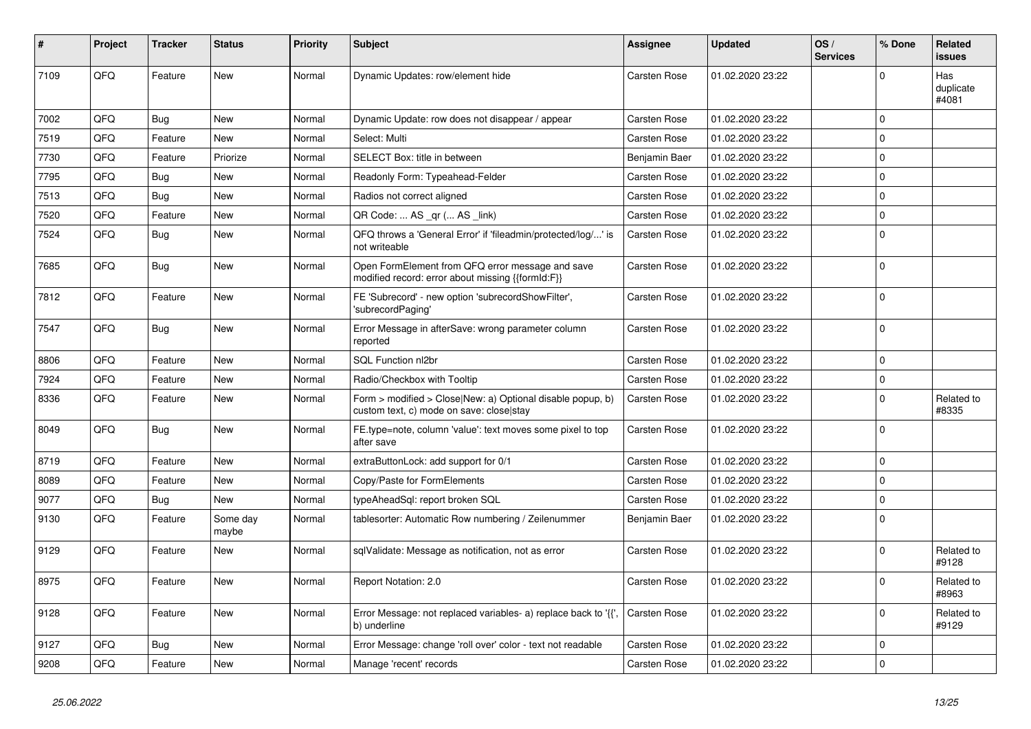| # | Project | Tracker | Status | Priority | Subject | Assignee | Updated | OS / Services | % Done | Related issues |
|---|---|---|---|---|---|---|---|---|---|---|
| 7109 | QFQ | Feature | New | Normal | Dynamic Updates: row/element hide | Carsten Rose | 01.02.2020 23:22 | | 0 | Has duplicate #4081 |
| 7002 | QFQ | Bug | New | Normal | Dynamic Update: row does not disappear / appear | Carsten Rose | 01.02.2020 23:22 | | 0 | |
| 7519 | QFQ | Feature | New | Normal | Select: Multi | Carsten Rose | 01.02.2020 23:22 | | 0 | |
| 7730 | QFQ | Feature | Priorize | Normal | SELECT Box: title in between | Benjamin Baer | 01.02.2020 23:22 | | 0 | |
| 7795 | QFQ | Bug | New | Normal | Readonly Form: Typeahead-Felder | Carsten Rose | 01.02.2020 23:22 | | 0 | |
| 7513 | QFQ | Bug | New | Normal | Radios not correct aligned | Carsten Rose | 01.02.2020 23:22 | | 0 | |
| 7520 | QFQ | Feature | New | Normal | QR Code: ... AS _qr ( ... AS _link) | Carsten Rose | 01.02.2020 23:22 | | 0 | |
| 7524 | QFQ | Bug | New | Normal | QFQ throws a 'General Error' if 'fileadmin/protected/log/...' is not writeable | Carsten Rose | 01.02.2020 23:22 | | 0 | |
| 7685 | QFQ | Bug | New | Normal | Open FormElement from QFQ error message and save modified record: error about missing {{formId:F}} | Carsten Rose | 01.02.2020 23:22 | | 0 | |
| 7812 | QFQ | Feature | New | Normal | FE 'Subrecord' - new option 'subrecordShowFilter', 'subrecordPaging' | Carsten Rose | 01.02.2020 23:22 | | 0 | |
| 7547 | QFQ | Bug | New | Normal | Error Message in afterSave: wrong parameter column reported | Carsten Rose | 01.02.2020 23:22 | | 0 | |
| 8806 | QFQ | Feature | New | Normal | SQL Function nl2br | Carsten Rose | 01.02.2020 23:22 | | 0 | |
| 7924 | QFQ | Feature | New | Normal | Radio/Checkbox with Tooltip | Carsten Rose | 01.02.2020 23:22 | | 0 | |
| 8336 | QFQ | Feature | New | Normal | Form > modified > Close\|New: a) Optional disable popup, b) custom text, c) mode on save: close\|stay | Carsten Rose | 01.02.2020 23:22 | | 0 | Related to #8335 |
| 8049 | QFQ | Bug | New | Normal | FE.type=note, column 'value': text moves some pixel to top after save | Carsten Rose | 01.02.2020 23:22 | | 0 | |
| 8719 | QFQ | Feature | New | Normal | extraButtonLock: add support for 0/1 | Carsten Rose | 01.02.2020 23:22 | | 0 | |
| 8089 | QFQ | Feature | New | Normal | Copy/Paste for FormElements | Carsten Rose | 01.02.2020 23:22 | | 0 | |
| 9077 | QFQ | Bug | New | Normal | typeAheadSql: report broken SQL | Carsten Rose | 01.02.2020 23:22 | | 0 | |
| 9130 | QFQ | Feature | Some day maybe | Normal | tablesorter: Automatic Row numbering / Zeilenummer | Benjamin Baer | 01.02.2020 23:22 | | 0 | |
| 9129 | QFQ | Feature | New | Normal | sqlValidate: Message as notification, not as error | Carsten Rose | 01.02.2020 23:22 | | 0 | Related to #9128 |
| 8975 | QFQ | Feature | New | Normal | Report Notation: 2.0 | Carsten Rose | 01.02.2020 23:22 | | 0 | Related to #8963 |
| 9128 | QFQ | Feature | New | Normal | Error Message: not replaced variables- a) replace back to '{{', b) underline | Carsten Rose | 01.02.2020 23:22 | | 0 | Related to #9129 |
| 9127 | QFQ | Bug | New | Normal | Error Message: change 'roll over' color - text not readable | Carsten Rose | 01.02.2020 23:22 | | 0 | |
| 9208 | QFQ | Feature | New | Normal | Manage 'recent' records | Carsten Rose | 01.02.2020 23:22 | | 0 | |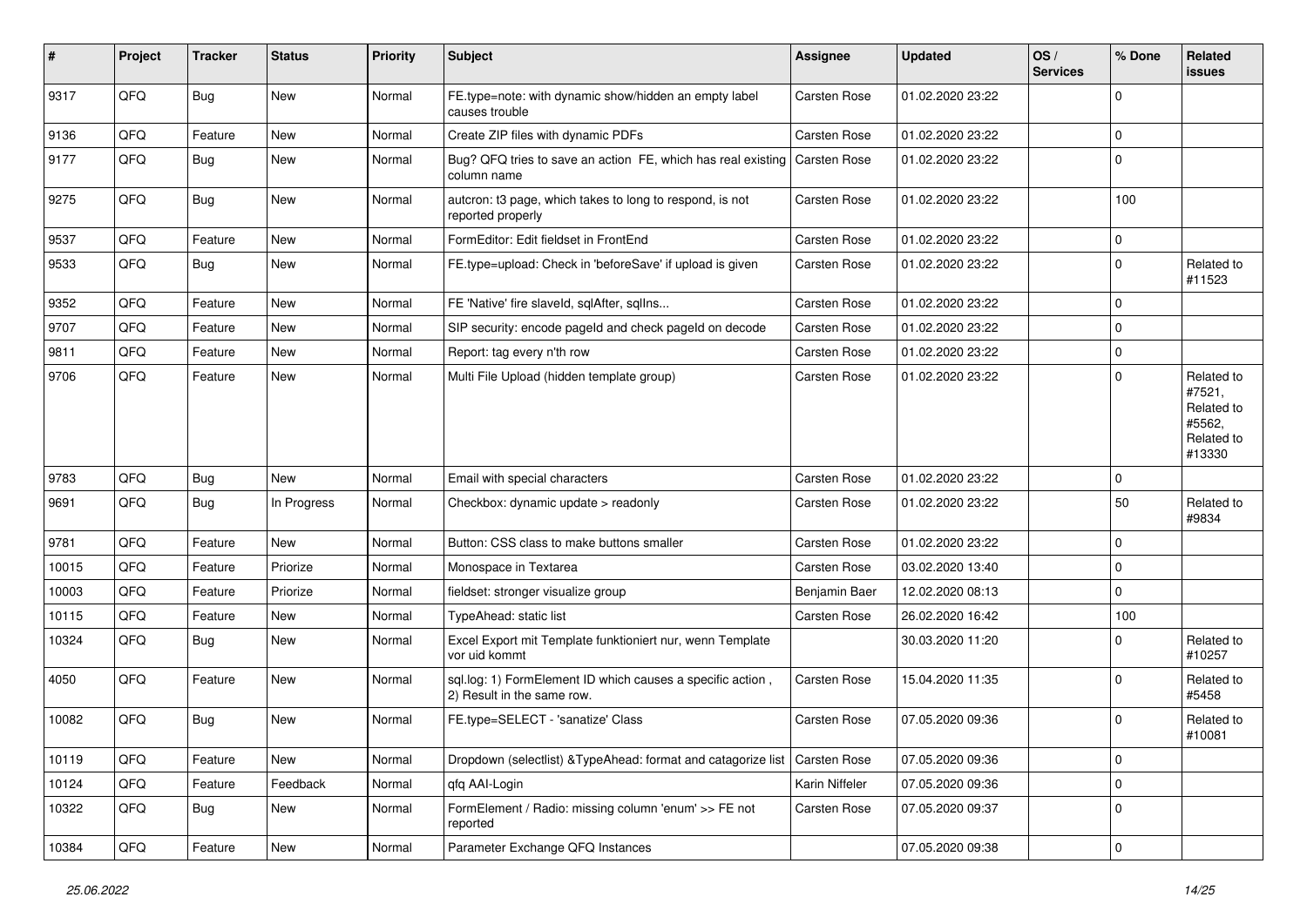| # | Project | Tracker | Status | Priority | Subject | Assignee | Updated | OS / Services | % Done | Related issues |
|---|---|---|---|---|---|---|---|---|---|---|
| 9317 | QFQ | Bug | New | Normal | FE.type=note: with dynamic show/hidden an empty label causes trouble | Carsten Rose | 01.02.2020 23:22 | | 0 | |
| 9136 | QFQ | Feature | New | Normal | Create ZIP files with dynamic PDFs | Carsten Rose | 01.02.2020 23:22 | | 0 | |
| 9177 | QFQ | Bug | New | Normal | Bug? QFQ tries to save an action FE, which has real existing column name | Carsten Rose | 01.02.2020 23:22 | | 0 | |
| 9275 | QFQ | Bug | New | Normal | autcron: t3 page, which takes to long to respond, is not reported properly | Carsten Rose | 01.02.2020 23:22 | | 100 | |
| 9537 | QFQ | Feature | New | Normal | FormEditor: Edit fieldset in FrontEnd | Carsten Rose | 01.02.2020 23:22 | | 0 | |
| 9533 | QFQ | Bug | New | Normal | FE.type=upload: Check in 'beforeSave' if upload is given | Carsten Rose | 01.02.2020 23:22 | | 0 | Related to #11523 |
| 9352 | QFQ | Feature | New | Normal | FE 'Native' fire slaveId, sqlAfter, sqlIns... | Carsten Rose | 01.02.2020 23:22 | | 0 | |
| 9707 | QFQ | Feature | New | Normal | SIP security: encode pageId and check pageId on decode | Carsten Rose | 01.02.2020 23:22 | | 0 | |
| 9811 | QFQ | Feature | New | Normal | Report: tag every n'th row | Carsten Rose | 01.02.2020 23:22 | | 0 | |
| 9706 | QFQ | Feature | New | Normal | Multi File Upload (hidden template group) | Carsten Rose | 01.02.2020 23:22 | | 0 | Related to #7521, Related to #5562, Related to #13330 |
| 9783 | QFQ | Bug | New | Normal | Email with special characters | Carsten Rose | 01.02.2020 23:22 | | 0 | |
| 9691 | QFQ | Bug | In Progress | Normal | Checkbox: dynamic update > readonly | Carsten Rose | 01.02.2020 23:22 | | 50 | Related to #9834 |
| 9781 | QFQ | Feature | New | Normal | Button: CSS class to make buttons smaller | Carsten Rose | 01.02.2020 23:22 | | 0 | |
| 10015 | QFQ | Feature | Priorize | Normal | Monospace in Textarea | Carsten Rose | 03.02.2020 13:40 | | 0 | |
| 10003 | QFQ | Feature | Priorize | Normal | fieldset: stronger visualize group | Benjamin Baer | 12.02.2020 08:13 | | 0 | |
| 10115 | QFQ | Feature | New | Normal | TypeAhead: static list | Carsten Rose | 26.02.2020 16:42 | | 100 | |
| 10324 | QFQ | Bug | New | Normal | Excel Export mit Template funktioniert nur, wenn Template vor uid kommt | | 30.03.2020 11:20 | | 0 | Related to #10257 |
| 4050 | QFQ | Feature | New | Normal | sql.log: 1) FormElement ID which causes a specific action , 2) Result in the same row. | Carsten Rose | 15.04.2020 11:35 | | 0 | Related to #5458 |
| 10082 | QFQ | Bug | New | Normal | FE.type=SELECT - 'sanatize' Class | Carsten Rose | 07.05.2020 09:36 | | 0 | Related to #10081 |
| 10119 | QFQ | Feature | New | Normal | Dropdown (selectlist) &TypeAhead: format and catagorize list | Carsten Rose | 07.05.2020 09:36 | | 0 | |
| 10124 | QFQ | Feature | Feedback | Normal | qfq AAI-Login | Karin Niffeler | 07.05.2020 09:36 | | 0 | |
| 10322 | QFQ | Bug | New | Normal | FormElement / Radio: missing column 'enum' >> FE not reported | Carsten Rose | 07.05.2020 09:37 | | 0 | |
| 10384 | QFQ | Feature | New | Normal | Parameter Exchange QFQ Instances | | 07.05.2020 09:38 | | 0 | |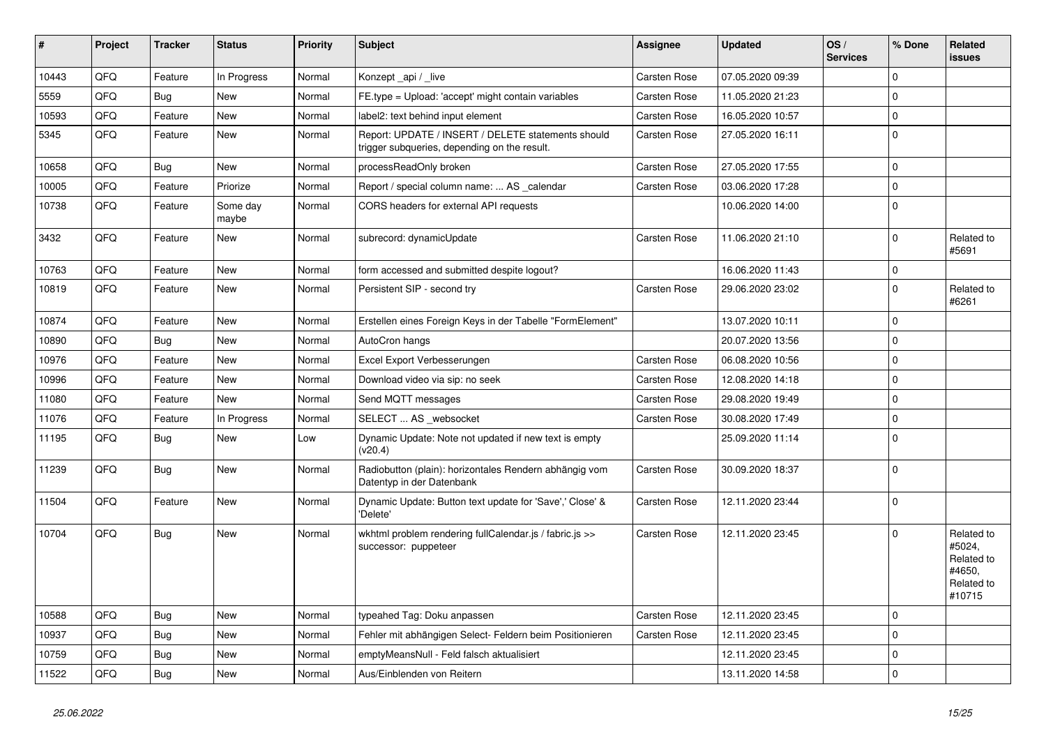| # | Project | Tracker | Status | Priority | Subject | Assignee | Updated | OS / Services | % Done | Related issues |
|---|---|---|---|---|---|---|---|---|---|---|
| 10443 | QFQ | Feature | In Progress | Normal | Konzept _api / _live | Carsten Rose | 07.05.2020 09:39 | | 0 | |
| 5559 | QFQ | Bug | New | Normal | FE.type = Upload: 'accept' might contain variables | Carsten Rose | 11.05.2020 21:23 | | 0 | |
| 10593 | QFQ | Feature | New | Normal | label2: text behind input element | Carsten Rose | 16.05.2020 10:57 | | 0 | |
| 5345 | QFQ | Feature | New | Normal | Report: UPDATE / INSERT / DELETE statements should trigger subqueries, depending on the result. | Carsten Rose | 27.05.2020 16:11 | | 0 | |
| 10658 | QFQ | Bug | New | Normal | processReadOnly broken | Carsten Rose | 27.05.2020 17:55 | | 0 | |
| 10005 | QFQ | Feature | Priorize | Normal | Report / special column name: ... AS _calendar | Carsten Rose | 03.06.2020 17:28 | | 0 | |
| 10738 | QFQ | Feature | Some day maybe | Normal | CORS headers for external API requests | | 10.06.2020 14:00 | | 0 | |
| 3432 | QFQ | Feature | New | Normal | subrecord: dynamicUpdate | Carsten Rose | 11.06.2020 21:10 | | 0 | Related to #5691 |
| 10763 | QFQ | Feature | New | Normal | form accessed and submitted despite logout? | | 16.06.2020 11:43 | | 0 | |
| 10819 | QFQ | Feature | New | Normal | Persistent SIP - second try | Carsten Rose | 29.06.2020 23:02 | | 0 | Related to #6261 |
| 10874 | QFQ | Feature | New | Normal | Erstellen eines Foreign Keys in der Tabelle "FormElement" | | 13.07.2020 10:11 | | 0 | |
| 10890 | QFQ | Bug | New | Normal | AutoCron hangs | | 20.07.2020 13:56 | | 0 | |
| 10976 | QFQ | Feature | New | Normal | Excel Export Verbesserungen | Carsten Rose | 06.08.2020 10:56 | | 0 | |
| 10996 | QFQ | Feature | New | Normal | Download video via sip: no seek | Carsten Rose | 12.08.2020 14:18 | | 0 | |
| 11080 | QFQ | Feature | New | Normal | Send MQTT messages | Carsten Rose | 29.08.2020 19:49 | | 0 | |
| 11076 | QFQ | Feature | In Progress | Normal | SELECT ... AS _websocket | Carsten Rose | 30.08.2020 17:49 | | 0 | |
| 11195 | QFQ | Bug | New | Low | Dynamic Update: Note not updated if new text is empty (v20.4) | | 25.09.2020 11:14 | | 0 | |
| 11239 | QFQ | Bug | New | Normal | Radiobutton (plain): horizontales Rendern abhängig vom Datentyp in der Datenbank | Carsten Rose | 30.09.2020 18:37 | | 0 | |
| 11504 | QFQ | Feature | New | Normal | Dynamic Update: Button text update for 'Save',' Close' & 'Delete' | Carsten Rose | 12.11.2020 23:44 | | 0 | |
| 10704 | QFQ | Bug | New | Normal | wkhtml problem rendering fullCalendar.js / fabric.js >> successor: puppeteer | Carsten Rose | 12.11.2020 23:45 | | 0 | Related to #5024, Related to #4650, Related to #10715 |
| 10588 | QFQ | Bug | New | Normal | typeahed Tag: Doku anpassen | Carsten Rose | 12.11.2020 23:45 | | 0 | |
| 10937 | QFQ | Bug | New | Normal | Fehler mit abhängigen Select- Feldern beim Positionieren | Carsten Rose | 12.11.2020 23:45 | | 0 | |
| 10759 | QFQ | Bug | New | Normal | emptyMeansNull - Feld falsch aktualisiert | | 12.11.2020 23:45 | | 0 | |
| 11522 | QFQ | Bug | New | Normal | Aus/Einblenden von Reitern | | 13.11.2020 14:58 | | 0 | |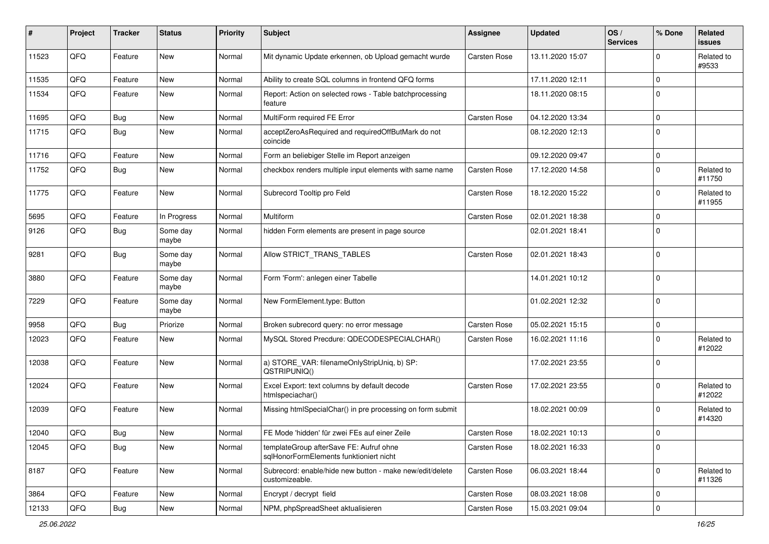| # | Project | Tracker | Status | Priority | Subject | Assignee | Updated | OS / Services | % Done | Related issues |
|---|---|---|---|---|---|---|---|---|---|---|
| 11523 | QFQ | Feature | New | Normal | Mit dynamic Update erkennen, ob Upload gemacht wurde | Carsten Rose | 13.11.2020 15:07 | | 0 | Related to #9533 |
| 11535 | QFQ | Feature | New | Normal | Ability to create SQL columns in frontend QFQ forms | | 17.11.2020 12:11 | | 0 | |
| 11534 | QFQ | Feature | New | Normal | Report: Action on selected rows - Table batchprocessing feature | | 18.11.2020 08:15 | | 0 | |
| 11695 | QFQ | Bug | New | Normal | MultiForm required FE Error | Carsten Rose | 04.12.2020 13:34 | | 0 | |
| 11715 | QFQ | Bug | New | Normal | acceptZeroAsRequired and requiredOffButMark do not coincide | | 08.12.2020 12:13 | | 0 | |
| 11716 | QFQ | Feature | New | Normal | Form an beliebiger Stelle im Report anzeigen | | 09.12.2020 09:47 | | 0 | |
| 11752 | QFQ | Bug | New | Normal | checkbox renders multiple input elements with same name | Carsten Rose | 17.12.2020 14:58 | | 0 | Related to #11750 |
| 11775 | QFQ | Feature | New | Normal | Subrecord Tooltip pro Feld | Carsten Rose | 18.12.2020 15:22 | | 0 | Related to #11955 |
| 5695 | QFQ | Feature | In Progress | Normal | Multiform | Carsten Rose | 02.01.2021 18:38 | | 0 | |
| 9126 | QFQ | Bug | Some day maybe | Normal | hidden Form elements are present in page source | | 02.01.2021 18:41 | | 0 | |
| 9281 | QFQ | Bug | Some day maybe | Normal | Allow STRICT_TRANS_TABLES | Carsten Rose | 02.01.2021 18:43 | | 0 | |
| 3880 | QFQ | Feature | Some day maybe | Normal | Form 'Form': anlegen einer Tabelle | | 14.01.2021 10:12 | | 0 | |
| 7229 | QFQ | Feature | Some day maybe | Normal | New FormElement.type: Button | | 01.02.2021 12:32 | | 0 | |
| 9958 | QFQ | Bug | Priorize | Normal | Broken subrecord query: no error message | Carsten Rose | 05.02.2021 15:15 | | 0 | |
| 12023 | QFQ | Feature | New | Normal | MySQL Stored Precdure: QDECODESPECIALCHAR() | Carsten Rose | 16.02.2021 11:16 | | 0 | Related to #12022 |
| 12038 | QFQ | Feature | New | Normal | a) STORE_VAR: filenameOnlyStripUniq, b) SP: QSTRIPUNIQ() | | 17.02.2021 23:55 | | 0 | |
| 12024 | QFQ | Feature | New | Normal | Excel Export: text columns by default decode htmlspeciachar() | Carsten Rose | 17.02.2021 23:55 | | 0 | Related to #12022 |
| 12039 | QFQ | Feature | New | Normal | Missing htmlSpecialChar() in pre processing on form submit | | 18.02.2021 00:09 | | 0 | Related to #14320 |
| 12040 | QFQ | Bug | New | Normal | FE Mode 'hidden' für zwei FEs auf einer Zeile | Carsten Rose | 18.02.2021 10:13 | | 0 | |
| 12045 | QFQ | Bug | New | Normal | templateGroup afterSave FE: Aufruf ohne sqlHonorFormElements funktioniert nicht | Carsten Rose | 18.02.2021 16:33 | | 0 | |
| 8187 | QFQ | Feature | New | Normal | Subrecord: enable/hide new button - make new/edit/delete customizeable. | Carsten Rose | 06.03.2021 18:44 | | 0 | Related to #11326 |
| 3864 | QFQ | Feature | New | Normal | Encrypt / decrypt field | Carsten Rose | 08.03.2021 18:08 | | 0 | |
| 12133 | QFQ | Bug | New | Normal | NPM, phpSpreadSheet aktualisieren | Carsten Rose | 15.03.2021 09:04 | | 0 | |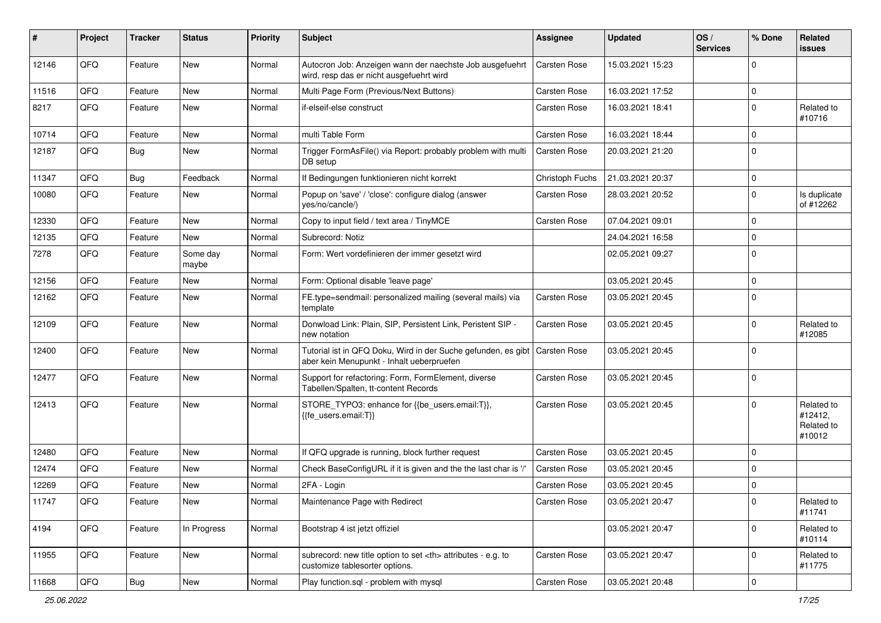| # | Project | Tracker | Status | Priority | Subject | Assignee | Updated | OS / Services | % Done | Related issues |
|---|---|---|---|---|---|---|---|---|---|---|
| 12146 | QFQ | Feature | New | Normal | Autocron Job: Anzeigen wann der naechste Job ausgefuehrt wird, resp das er nicht ausgefuehrt wird | Carsten Rose | 15.03.2021 15:23 | | 0 | |
| 11516 | QFQ | Feature | New | Normal | Multi Page Form (Previous/Next Buttons) | Carsten Rose | 16.03.2021 17:52 | | 0 | |
| 8217 | QFQ | Feature | New | Normal | if-elseif-else construct | Carsten Rose | 16.03.2021 18:41 | | 0 | Related to #10716 |
| 10714 | QFQ | Feature | New | Normal | multi Table Form | Carsten Rose | 16.03.2021 18:44 | | 0 | |
| 12187 | QFQ | Bug | New | Normal | Trigger FormAsFile() via Report: probably problem with multi DB setup | Carsten Rose | 20.03.2021 21:20 | | 0 | |
| 11347 | QFQ | Bug | Feedback | Normal | If Bedingungen funktionieren nicht korrekt | Christoph Fuchs | 21.03.2021 20:37 | | 0 | |
| 10080 | QFQ | Feature | New | Normal | Popup on 'save' / 'close': configure dialog (answer yes/no/cancle/) | Carsten Rose | 28.03.2021 20:52 | | 0 | Is duplicate of #12262 |
| 12330 | QFQ | Feature | New | Normal | Copy to input field / text area / TinyMCE | Carsten Rose | 07.04.2021 09:01 | | 0 | |
| 12135 | QFQ | Feature | New | Normal | Subrecord: Notiz | | 24.04.2021 16:58 | | 0 | |
| 7278 | QFQ | Feature | Some day maybe | Normal | Form: Wert vordefinieren der immer gesetzt wird | | 02.05.2021 09:27 | | 0 | |
| 12156 | QFQ | Feature | New | Normal | Form: Optional disable 'leave page' | | 03.05.2021 20:45 | | 0 | |
| 12162 | QFQ | Feature | New | Normal | FE.type=sendmail: personalized mailing (several mails) via template | Carsten Rose | 03.05.2021 20:45 | | 0 | |
| 12109 | QFQ | Feature | New | Normal | Donwload Link: Plain, SIP, Persistent Link, Peristent SIP - new notation | Carsten Rose | 03.05.2021 20:45 | | 0 | Related to #12085 |
| 12400 | QFQ | Feature | New | Normal | Tutorial ist in QFQ Doku, Wird in der Suche gefunden, es gibt aber kein Menupunkt - Inhalt ueberpruefen | Carsten Rose | 03.05.2021 20:45 | | 0 | |
| 12477 | QFQ | Feature | New | Normal | Support for refactoring: Form, FormElement, diverse Tabellen/Spalten, tt-content Records | Carsten Rose | 03.05.2021 20:45 | | 0 | |
| 12413 | QFQ | Feature | New | Normal | STORE_TYPO3: enhance for {{be_users.email:T}}, {{fe_users.email:T}} | Carsten Rose | 03.05.2021 20:45 | | 0 | Related to #12412, Related to #10012 |
| 12480 | QFQ | Feature | New | Normal | If QFQ upgrade is running, block further request | Carsten Rose | 03.05.2021 20:45 | | 0 | |
| 12474 | QFQ | Feature | New | Normal | Check BaseConfigURL if it is given and the the last char is '/' | Carsten Rose | 03.05.2021 20:45 | | 0 | |
| 12269 | QFQ | Feature | New | Normal | 2FA - Login | Carsten Rose | 03.05.2021 20:45 | | 0 | |
| 11747 | QFQ | Feature | New | Normal | Maintenance Page with Redirect | Carsten Rose | 03.05.2021 20:47 | | 0 | Related to #11741 |
| 4194 | QFQ | Feature | In Progress | Normal | Bootstrap 4 ist jetzt offiziel | | 03.05.2021 20:47 | | 0 | Related to #10114 |
| 11955 | QFQ | Feature | New | Normal | subrecord: new title option to set <th> attributes - e.g. to customize tablesorter options. | Carsten Rose | 03.05.2021 20:47 | | 0 | Related to #11775 |
| 11668 | QFQ | Bug | New | Normal | Play function.sql - problem with mysql | Carsten Rose | 03.05.2021 20:48 | | 0 | |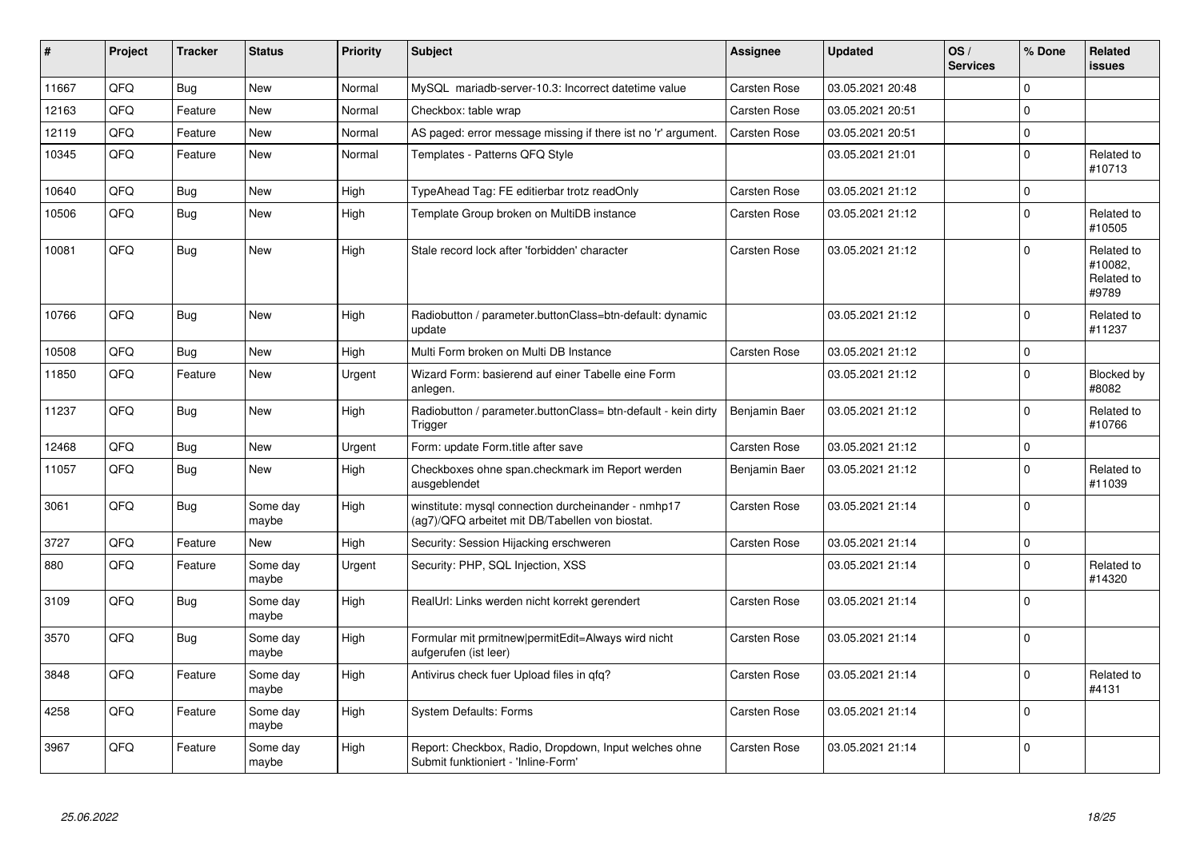| # | Project | Tracker | Status | Priority | Subject | Assignee | Updated | OS / Services | % Done | Related issues |
|---|---|---|---|---|---|---|---|---|---|---|
| 11667 | QFQ | Bug | New | Normal | MySQL mariadb-server-10.3: Incorrect datetime value | Carsten Rose | 03.05.2021 20:48 | | 0 | |
| 12163 | QFQ | Feature | New | Normal | Checkbox: table wrap | Carsten Rose | 03.05.2021 20:51 | | 0 | |
| 12119 | QFQ | Feature | New | Normal | AS paged: error message missing if there ist no 'r' argument. | Carsten Rose | 03.05.2021 20:51 | | 0 | |
| 10345 | QFQ | Feature | New | Normal | Templates - Patterns QFQ Style | | 03.05.2021 21:01 | | 0 | Related to #10713 |
| 10640 | QFQ | Bug | New | High | TypeAhead Tag: FE editierbar trotz readOnly | Carsten Rose | 03.05.2021 21:12 | | 0 | |
| 10506 | QFQ | Bug | New | High | Template Group broken on MultiDB instance | Carsten Rose | 03.05.2021 21:12 | | 0 | Related to #10505 |
| 10081 | QFQ | Bug | New | High | Stale record lock after 'forbidden' character | Carsten Rose | 03.05.2021 21:12 | | 0 | Related to #10082, Related to #9789 |
| 10766 | QFQ | Bug | New | High | Radiobutton / parameter.buttonClass=btn-default: dynamic update | | 03.05.2021 21:12 | | 0 | Related to #11237 |
| 10508 | QFQ | Bug | New | High | Multi Form broken on Multi DB Instance | Carsten Rose | 03.05.2021 21:12 | | 0 | |
| 11850 | QFQ | Feature | New | Urgent | Wizard Form: basierend auf einer Tabelle eine Form anlegen. | | 03.05.2021 21:12 | | 0 | Blocked by #8082 |
| 11237 | QFQ | Bug | New | High | Radiobutton / parameter.buttonClass= btn-default - kein dirty Trigger | Benjamin Baer | 03.05.2021 21:12 | | 0 | Related to #10766 |
| 12468 | QFQ | Bug | New | Urgent | Form: update Form.title after save | Carsten Rose | 03.05.2021 21:12 | | 0 | |
| 11057 | QFQ | Bug | New | High | Checkboxes ohne span.checkmark im Report werden ausgeblendet | Benjamin Baer | 03.05.2021 21:12 | | 0 | Related to #11039 |
| 3061 | QFQ | Bug | Some day maybe | High | winstitute: mysql connection durcheinander - nmhp17 (ag7)/QFQ arbeitet mit DB/Tabellen von biostat. | Carsten Rose | 03.05.2021 21:14 | | 0 | |
| 3727 | QFQ | Feature | New | High | Security: Session Hijacking erschweren | Carsten Rose | 03.05.2021 21:14 | | 0 | |
| 880 | QFQ | Feature | Some day maybe | Urgent | Security: PHP, SQL Injection, XSS | | 03.05.2021 21:14 | | 0 | Related to #14320 |
| 3109 | QFQ | Bug | Some day maybe | High | RealUrl: Links werden nicht korrekt gerendert | Carsten Rose | 03.05.2021 21:14 | | 0 | |
| 3570 | QFQ | Bug | Some day maybe | High | Formular mit prmitnew\|permitEdit=Always wird nicht aufgerufen (ist leer) | Carsten Rose | 03.05.2021 21:14 | | 0 | |
| 3848 | QFQ | Feature | Some day maybe | High | Antivirus check fuer Upload files in qfq? | Carsten Rose | 03.05.2021 21:14 | | 0 | Related to #4131 |
| 4258 | QFQ | Feature | Some day maybe | High | System Defaults: Forms | Carsten Rose | 03.05.2021 21:14 | | 0 | |
| 3967 | QFQ | Feature | Some day maybe | High | Report: Checkbox, Radio, Dropdown, Input welches ohne Submit funktioniert - 'Inline-Form' | Carsten Rose | 03.05.2021 21:14 | | 0 | |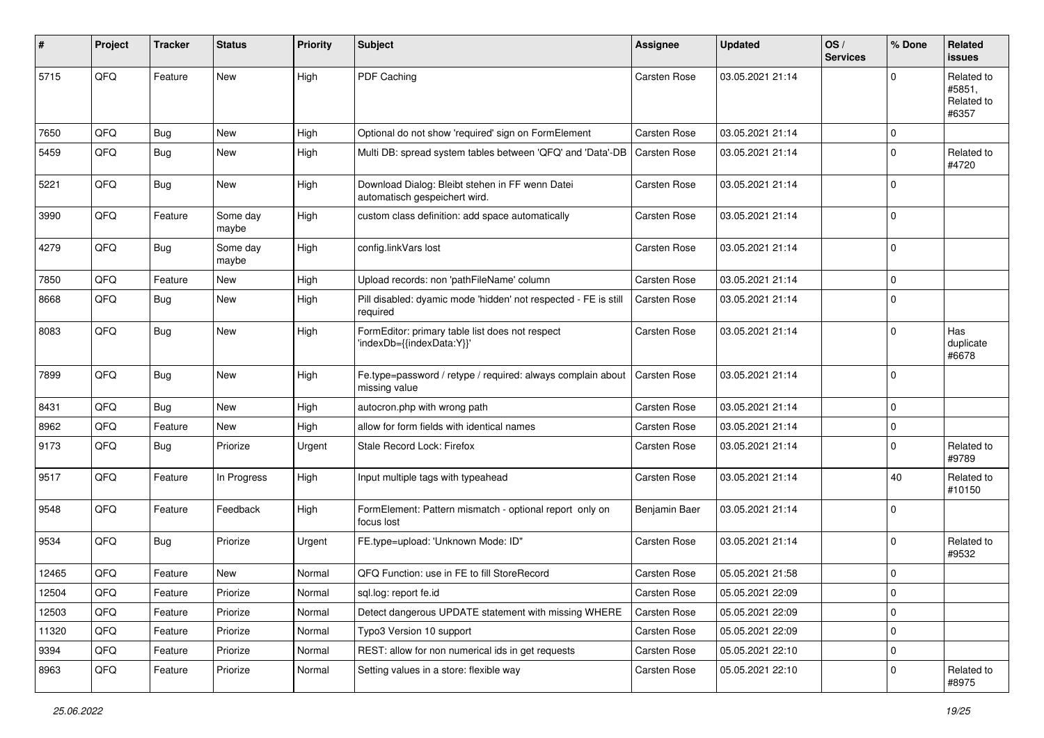| # | Project | Tracker | Status | Priority | Subject | Assignee | Updated | OS / Services | % Done | Related issues |
|---|---|---|---|---|---|---|---|---|---|---|
| 5715 | QFQ | Feature | New | High | PDF Caching | Carsten Rose | 03.05.2021 21:14 | | 0 | Related to #5851, Related to #6357 |
| 7650 | QFQ | Bug | New | High | Optional do not show 'required' sign on FormElement | Carsten Rose | 03.05.2021 21:14 | | 0 | |
| 5459 | QFQ | Bug | New | High | Multi DB: spread system tables between 'QFQ' and 'Data'-DB | Carsten Rose | 03.05.2021 21:14 | | 0 | Related to #4720 |
| 5221 | QFQ | Bug | New | High | Download Dialog: Bleibt stehen in FF wenn Datei automatisch gespeichert wird. | Carsten Rose | 03.05.2021 21:14 | | 0 | |
| 3990 | QFQ | Feature | Some day maybe | High | custom class definition: add space automatically | Carsten Rose | 03.05.2021 21:14 | | 0 | |
| 4279 | QFQ | Bug | Some day maybe | High | config.linkVars lost | Carsten Rose | 03.05.2021 21:14 | | 0 | |
| 7850 | QFQ | Feature | New | High | Upload records: non 'pathFileName' column | Carsten Rose | 03.05.2021 21:14 | | 0 | |
| 8668 | QFQ | Bug | New | High | Pill disabled: dyamic mode 'hidden' not respected - FE is still required | Carsten Rose | 03.05.2021 21:14 | | 0 | |
| 8083 | QFQ | Bug | New | High | FormEditor: primary table list does not respect 'indexDb={{indexData:Y}}' | Carsten Rose | 03.05.2021 21:14 | | 0 | Has duplicate #6678 |
| 7899 | QFQ | Bug | New | High | Fe.type=password / retype / required: always complain about missing value | Carsten Rose | 03.05.2021 21:14 | | 0 | |
| 8431 | QFQ | Bug | New | High | autocron.php with wrong path | Carsten Rose | 03.05.2021 21:14 | | 0 | |
| 8962 | QFQ | Feature | New | High | allow for form fields with identical names | Carsten Rose | 03.05.2021 21:14 | | 0 | |
| 9173 | QFQ | Bug | Priorize | Urgent | Stale Record Lock: Firefox | Carsten Rose | 03.05.2021 21:14 | | 0 | Related to #9789 |
| 9517 | QFQ | Feature | In Progress | High | Input multiple tags with typeahead | Carsten Rose | 03.05.2021 21:14 | | 40 | Related to #10150 |
| 9548 | QFQ | Feature | Feedback | High | FormElement: Pattern mismatch - optional report only on focus lost | Benjamin Baer | 03.05.2021 21:14 | | 0 | |
| 9534 | QFQ | Bug | Priorize | Urgent | FE.type=upload: 'Unknown Mode: ID" | Carsten Rose | 03.05.2021 21:14 | | 0 | Related to #9532 |
| 12465 | QFQ | Feature | New | Normal | QFQ Function: use in FE to fill StoreRecord | Carsten Rose | 05.05.2021 21:58 | | 0 | |
| 12504 | QFQ | Feature | Priorize | Normal | sql.log: report fe.id | Carsten Rose | 05.05.2021 22:09 | | 0 | |
| 12503 | QFQ | Feature | Priorize | Normal | Detect dangerous UPDATE statement with missing WHERE | Carsten Rose | 05.05.2021 22:09 | | 0 | |
| 11320 | QFQ | Feature | Priorize | Normal | Typo3 Version 10 support | Carsten Rose | 05.05.2021 22:09 | | 0 | |
| 9394 | QFQ | Feature | Priorize | Normal | REST: allow for non numerical ids in get requests | Carsten Rose | 05.05.2021 22:10 | | 0 | |
| 8963 | QFQ | Feature | Priorize | Normal | Setting values in a store: flexible way | Carsten Rose | 05.05.2021 22:10 | | 0 | Related to #8975 |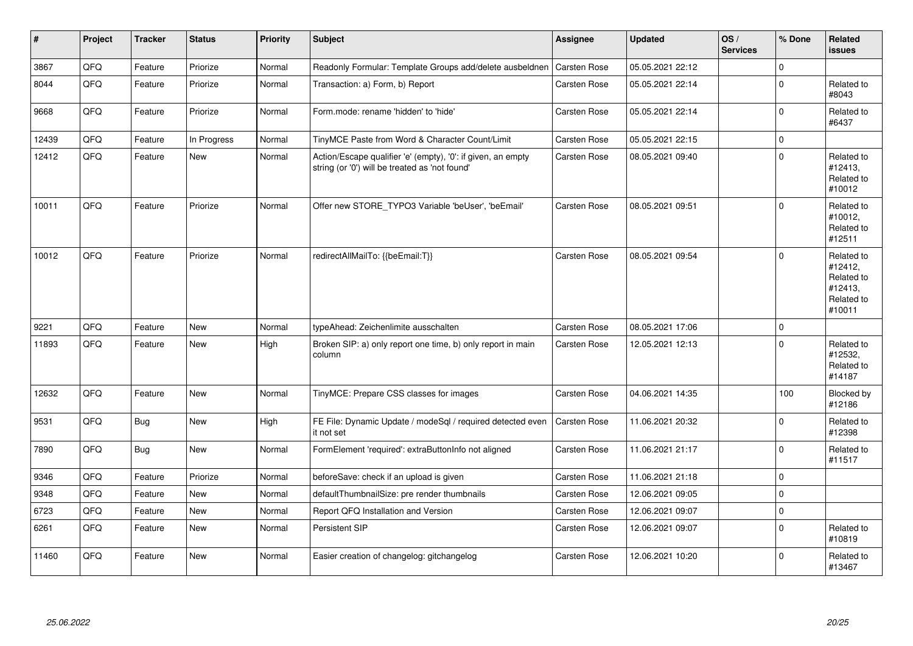| # | Project | Tracker | Status | Priority | Subject | Assignee | Updated | OS / Services | % Done | Related issues |
|---|---|---|---|---|---|---|---|---|---|---|
| 3867 | QFQ | Feature | Priorize | Normal | Readonly Formular: Template Groups add/delete ausbeldnen | Carsten Rose | 05.05.2021 22:12 | | 0 | |
| 8044 | QFQ | Feature | Priorize | Normal | Transaction: a) Form, b) Report | Carsten Rose | 05.05.2021 22:14 | | 0 | Related to #8043 |
| 9668 | QFQ | Feature | Priorize | Normal | Form.mode: rename 'hidden' to 'hide' | Carsten Rose | 05.05.2021 22:14 | | 0 | Related to #6437 |
| 12439 | QFQ | Feature | In Progress | Normal | TinyMCE Paste from Word & Character Count/Limit | Carsten Rose | 05.05.2021 22:15 | | 0 | |
| 12412 | QFQ | Feature | New | Normal | Action/Escape qualifier 'e' (empty), '0': if given, an empty string (or '0') will be treated as 'not found' | Carsten Rose | 08.05.2021 09:40 | | 0 | Related to #12413, Related to #10012 |
| 10011 | QFQ | Feature | Priorize | Normal | Offer new STORE_TYPO3 Variable 'beUser', 'beEmail' | Carsten Rose | 08.05.2021 09:51 | | 0 | Related to #10012, Related to #12511 |
| 10012 | QFQ | Feature | Priorize | Normal | redirectAllMailTo: {{beEmail:T}} | Carsten Rose | 08.05.2021 09:54 | | 0 | Related to #12412, Related to #12413, Related to #10011 |
| 9221 | QFQ | Feature | New | Normal | typeAhead: Zeichenlimite ausschalten | Carsten Rose | 08.05.2021 17:06 | | 0 | |
| 11893 | QFQ | Feature | New | High | Broken SIP: a) only report one time, b) only report in main column | Carsten Rose | 12.05.2021 12:13 | | 0 | Related to #12532, Related to #14187 |
| 12632 | QFQ | Feature | New | Normal | TinyMCE: Prepare CSS classes for images | Carsten Rose | 04.06.2021 14:35 | | 100 | Blocked by #12186 |
| 9531 | QFQ | Bug | New | High | FE File: Dynamic Update / modeSql / required detected even it not set | Carsten Rose | 11.06.2021 20:32 | | 0 | Related to #12398 |
| 7890 | QFQ | Bug | New | Normal | FormElement 'required': extraButtonInfo not aligned | Carsten Rose | 11.06.2021 21:17 | | 0 | Related to #11517 |
| 9346 | QFQ | Feature | Priorize | Normal | beforeSave: check if an upload is given | Carsten Rose | 11.06.2021 21:18 | | 0 | |
| 9348 | QFQ | Feature | New | Normal | defaultThumbnailSize: pre render thumbnails | Carsten Rose | 12.06.2021 09:05 | | 0 | |
| 6723 | QFQ | Feature | New | Normal | Report QFQ Installation and Version | Carsten Rose | 12.06.2021 09:07 | | 0 | |
| 6261 | QFQ | Feature | New | Normal | Persistent SIP | Carsten Rose | 12.06.2021 09:07 | | 0 | Related to #10819 |
| 11460 | QFQ | Feature | New | Normal | Easier creation of changelog: gitchangelog | Carsten Rose | 12.06.2021 10:20 | | 0 | Related to #13467 |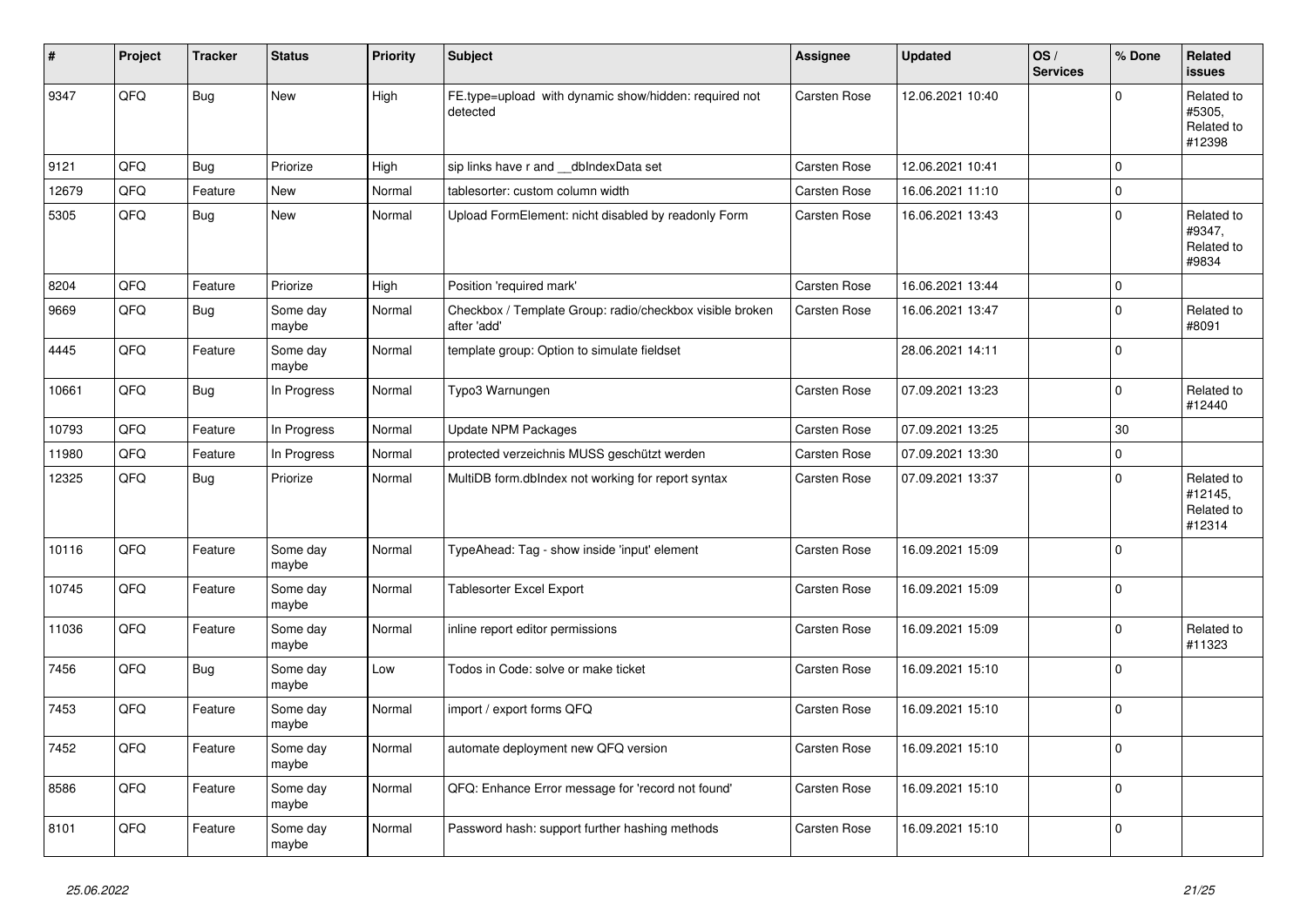| # | Project | Tracker | Status | Priority | Subject | Assignee | Updated | OS / Services | % Done | Related issues |
|---|---|---|---|---|---|---|---|---|---|---|
| 9347 | QFQ | Bug | New | High | FE.type=upload with dynamic show/hidden: required not detected | Carsten Rose | 12.06.2021 10:40 | | 0 | Related to #5305, Related to #12398 |
| 9121 | QFQ | Bug | Priorize | High | sip links have r and __dbIndexData set | Carsten Rose | 12.06.2021 10:41 | | 0 | |
| 12679 | QFQ | Feature | New | Normal | tablesorter: custom column width | Carsten Rose | 16.06.2021 11:10 | | 0 | |
| 5305 | QFQ | Bug | New | Normal | Upload FormElement: nicht disabled by readonly Form | Carsten Rose | 16.06.2021 13:43 | | 0 | Related to #9347, Related to #9834 |
| 8204 | QFQ | Feature | Priorize | High | Position 'required mark' | Carsten Rose | 16.06.2021 13:44 | | 0 | |
| 9669 | QFQ | Bug | Some day maybe | Normal | Checkbox / Template Group: radio/checkbox visible broken after 'add' | Carsten Rose | 16.06.2021 13:47 | | 0 | Related to #8091 |
| 4445 | QFQ | Feature | Some day maybe | Normal | template group: Option to simulate fieldset | | 28.06.2021 14:11 | | 0 | |
| 10661 | QFQ | Bug | In Progress | Normal | Typo3 Warnungen | Carsten Rose | 07.09.2021 13:23 | | 0 | Related to #12440 |
| 10793 | QFQ | Feature | In Progress | Normal | Update NPM Packages | Carsten Rose | 07.09.2021 13:25 | | 30 | |
| 11980 | QFQ | Feature | In Progress | Normal | protected verzeichnis MUSS geschützt werden | Carsten Rose | 07.09.2021 13:30 | | 0 | |
| 12325 | QFQ | Bug | Priorize | Normal | MultiDB form.dbIndex not working for report syntax | Carsten Rose | 07.09.2021 13:37 | | 0 | Related to #12145, Related to #12314 |
| 10116 | QFQ | Feature | Some day maybe | Normal | TypeAhead: Tag - show inside 'input' element | Carsten Rose | 16.09.2021 15:09 | | 0 | |
| 10745 | QFQ | Feature | Some day maybe | Normal | Tablesorter Excel Export | Carsten Rose | 16.09.2021 15:09 | | 0 | |
| 11036 | QFQ | Feature | Some day maybe | Normal | inline report editor permissions | Carsten Rose | 16.09.2021 15:09 | | 0 | Related to #11323 |
| 7456 | QFQ | Bug | Some day maybe | Low | Todos in Code: solve or make ticket | Carsten Rose | 16.09.2021 15:10 | | 0 | |
| 7453 | QFQ | Feature | Some day maybe | Normal | import / export forms QFQ | Carsten Rose | 16.09.2021 15:10 | | 0 | |
| 7452 | QFQ | Feature | Some day maybe | Normal | automate deployment new QFQ version | Carsten Rose | 16.09.2021 15:10 | | 0 | |
| 8586 | QFQ | Feature | Some day maybe | Normal | QFQ: Enhance Error message for 'record not found' | Carsten Rose | 16.09.2021 15:10 | | 0 | |
| 8101 | QFQ | Feature | Some day maybe | Normal | Password hash: support further hashing methods | Carsten Rose | 16.09.2021 15:10 | | 0 | |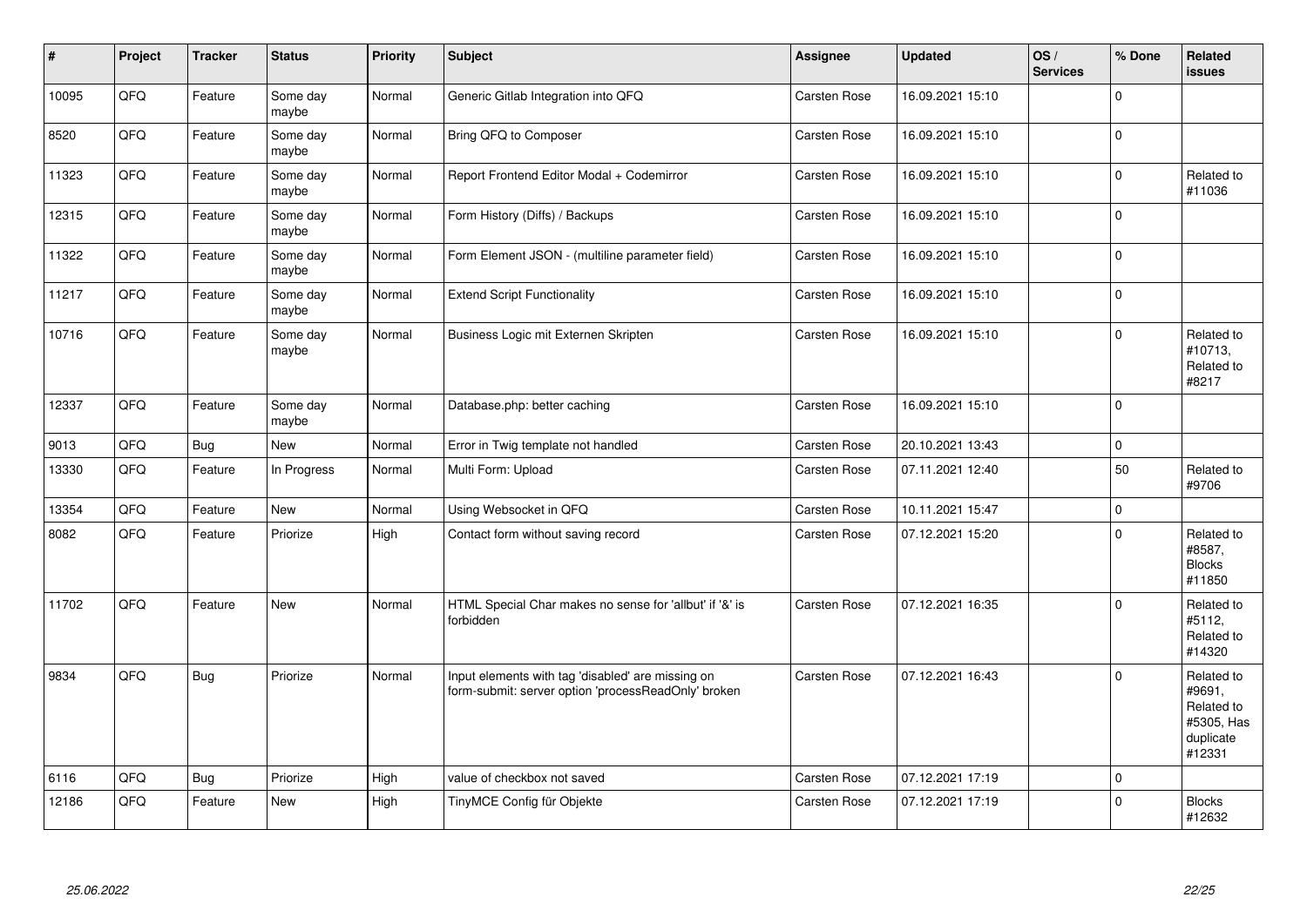| # | Project | Tracker | Status | Priority | Subject | Assignee | Updated | OS / Services | % Done | Related issues |
|---|---|---|---|---|---|---|---|---|---|---|
| 10095 | QFQ | Feature | Some day maybe | Normal | Generic Gitlab Integration into QFQ | Carsten Rose | 16.09.2021 15:10 | | 0 | |
| 8520 | QFQ | Feature | Some day maybe | Normal | Bring QFQ to Composer | Carsten Rose | 16.09.2021 15:10 | | 0 | |
| 11323 | QFQ | Feature | Some day maybe | Normal | Report Frontend Editor Modal + Codemirror | Carsten Rose | 16.09.2021 15:10 | | 0 | Related to #11036 |
| 12315 | QFQ | Feature | Some day maybe | Normal | Form History (Diffs) / Backups | Carsten Rose | 16.09.2021 15:10 | | 0 | |
| 11322 | QFQ | Feature | Some day maybe | Normal | Form Element JSON - (multiline parameter field) | Carsten Rose | 16.09.2021 15:10 | | 0 | |
| 11217 | QFQ | Feature | Some day maybe | Normal | Extend Script Functionality | Carsten Rose | 16.09.2021 15:10 | | 0 | |
| 10716 | QFQ | Feature | Some day maybe | Normal | Business Logic mit Externen Skripten | Carsten Rose | 16.09.2021 15:10 | | 0 | Related to #10713, Related to #8217 |
| 12337 | QFQ | Feature | Some day maybe | Normal | Database.php: better caching | Carsten Rose | 16.09.2021 15:10 | | 0 | |
| 9013 | QFQ | Bug | New | Normal | Error in Twig template not handled | Carsten Rose | 20.10.2021 13:43 | | 0 | |
| 13330 | QFQ | Feature | In Progress | Normal | Multi Form: Upload | Carsten Rose | 07.11.2021 12:40 | | 50 | Related to #9706 |
| 13354 | QFQ | Feature | New | Normal | Using Websocket in QFQ | Carsten Rose | 10.11.2021 15:47 | | 0 | |
| 8082 | QFQ | Feature | Priorize | High | Contact form without saving record | Carsten Rose | 07.12.2021 15:20 | | 0 | Related to #8587, Blocks #11850 |
| 11702 | QFQ | Feature | New | Normal | HTML Special Char makes no sense for 'allbut' if '&' is forbidden | Carsten Rose | 07.12.2021 16:35 | | 0 | Related to #5112, Related to #14320 |
| 9834 | QFQ | Bug | Priorize | Normal | Input elements with tag 'disabled' are missing on form-submit: server option 'processReadOnly' broken | Carsten Rose | 07.12.2021 16:43 | | 0 | Related to #9691, Related to #5305, Has duplicate #12331 |
| 6116 | QFQ | Bug | Priorize | High | value of checkbox not saved | Carsten Rose | 07.12.2021 17:19 | | 0 | |
| 12186 | QFQ | Feature | New | High | TinyMCE Config für Objekte | Carsten Rose | 07.12.2021 17:19 | | 0 | Blocks #12632 |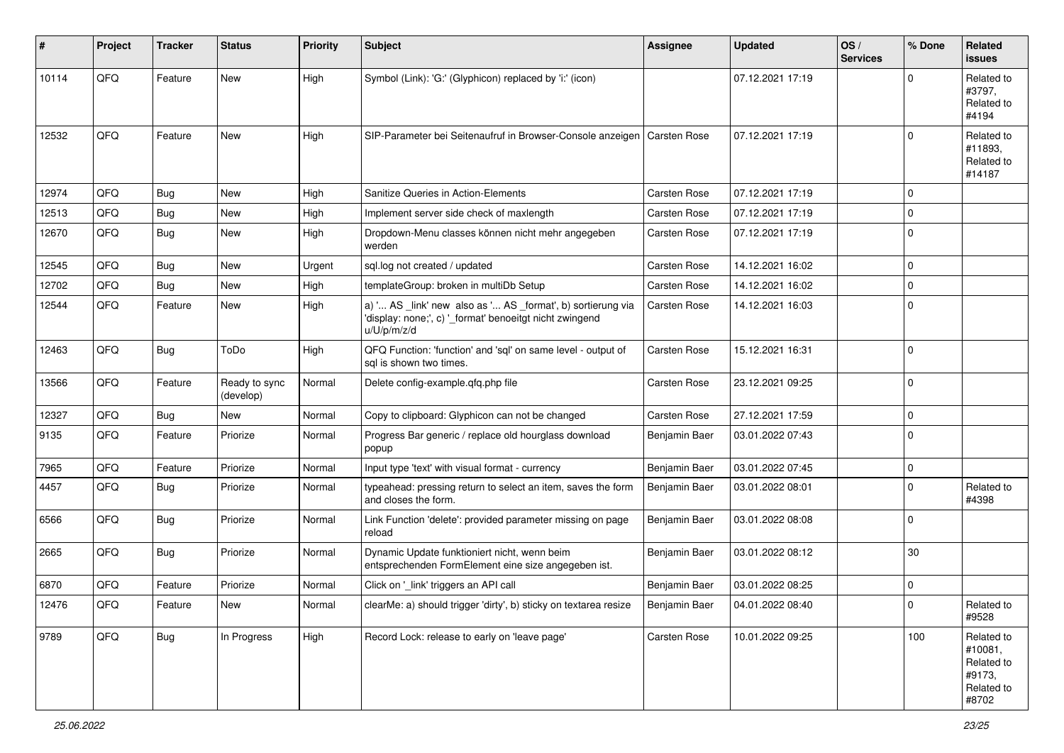| # | Project | Tracker | Status | Priority | Subject | Assignee | Updated | OS / Services | % Done | Related issues |
|---|---|---|---|---|---|---|---|---|---|---|
| 10114 | QFQ | Feature | New | High | Symbol (Link): 'G:' (Glyphicon) replaced by 'i:' (icon) | | 07.12.2021 17:19 | | 0 | Related to #3797, Related to #4194 |
| 12532 | QFQ | Feature | New | High | SIP-Parameter bei Seitenaufruf in Browser-Console anzeigen | Carsten Rose | 07.12.2021 17:19 | | 0 | Related to #11893, Related to #14187 |
| 12974 | QFQ | Bug | New | High | Sanitize Queries in Action-Elements | Carsten Rose | 07.12.2021 17:19 | | 0 | |
| 12513 | QFQ | Bug | New | High | Implement server side check of maxlength | Carsten Rose | 07.12.2021 17:19 | | 0 | |
| 12670 | QFQ | Bug | New | High | Dropdown-Menu classes können nicht mehr angegeben werden | Carsten Rose | 07.12.2021 17:19 | | 0 | |
| 12545 | QFQ | Bug | New | Urgent | sql.log not created / updated | Carsten Rose | 14.12.2021 16:02 | | 0 | |
| 12702 | QFQ | Bug | New | High | templateGroup: broken in multiDb Setup | Carsten Rose | 14.12.2021 16:02 | | 0 | |
| 12544 | QFQ | Feature | New | High | a) '... AS _link' new also as '... AS _format', b) sortierung via 'display: none;', c) '_format' benoeitgt nicht zwingend u/U/p/m/z/d | Carsten Rose | 14.12.2021 16:03 | | 0 | |
| 12463 | QFQ | Bug | ToDo | High | QFQ Function: 'function' and 'sql' on same level - output of sql is shown two times. | Carsten Rose | 15.12.2021 16:31 | | 0 | |
| 13566 | QFQ | Feature | Ready to sync (develop) | Normal | Delete config-example.qfq.php file | Carsten Rose | 23.12.2021 09:25 | | 0 | |
| 12327 | QFQ | Bug | New | Normal | Copy to clipboard: Glyphicon can not be changed | Carsten Rose | 27.12.2021 17:59 | | 0 | |
| 9135 | QFQ | Feature | Priorize | Normal | Progress Bar generic / replace old hourglass download popup | Benjamin Baer | 03.01.2022 07:43 | | 0 | |
| 7965 | QFQ | Feature | Priorize | Normal | Input type 'text' with visual format - currency | Benjamin Baer | 03.01.2022 07:45 | | 0 | |
| 4457 | QFQ | Bug | Priorize | Normal | typeahead: pressing return to select an item, saves the form and closes the form. | Benjamin Baer | 03.01.2022 08:01 | | 0 | Related to #4398 |
| 6566 | QFQ | Bug | Priorize | Normal | Link Function 'delete': provided parameter missing on page reload | Benjamin Baer | 03.01.2022 08:08 | | 0 | |
| 2665 | QFQ | Bug | Priorize | Normal | Dynamic Update funktioniert nicht, wenn beim entsprechenden FormElement eine size angegeben ist. | Benjamin Baer | 03.01.2022 08:12 | | 30 | |
| 6870 | QFQ | Feature | Priorize | Normal | Click on '_link' triggers an API call | Benjamin Baer | 03.01.2022 08:25 | | 0 | |
| 12476 | QFQ | Feature | New | Normal | clearMe: a) should trigger 'dirty', b) sticky on textarea resize | Benjamin Baer | 04.01.2022 08:40 | | 0 | Related to #9528 |
| 9789 | QFQ | Bug | In Progress | High | Record Lock: release to early on 'leave page' | Carsten Rose | 10.01.2022 09:25 | | 100 | Related to #10081, Related to #9173, Related to #8702 |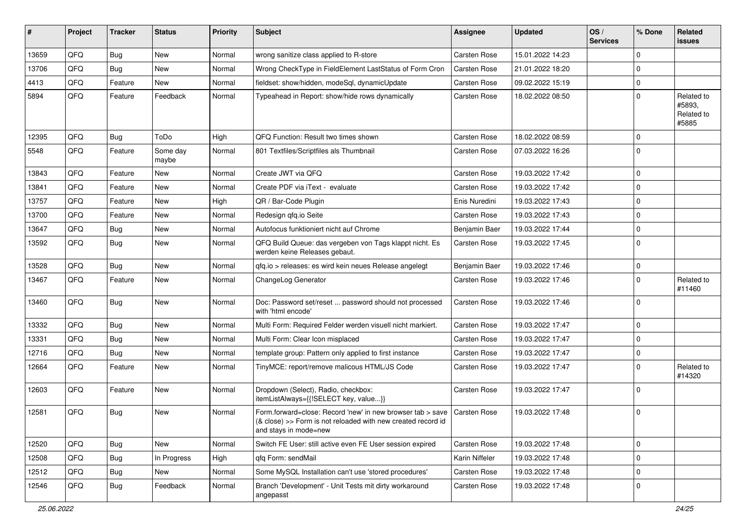| # | Project | Tracker | Status | Priority | Subject | Assignee | Updated | OS / Services | % Done | Related issues |
|---|---|---|---|---|---|---|---|---|---|---|
| 13659 | QFQ | Bug | New | Normal | wrong sanitize class applied to R-store | Carsten Rose | 15.01.2022 14:23 | | 0 | |
| 13706 | QFQ | Bug | New | Normal | Wrong CheckType in FieldElement LastStatus of Form Cron | Carsten Rose | 21.01.2022 18:20 | | 0 | |
| 4413 | QFQ | Feature | New | Normal | fieldset: show/hidden, modeSql, dynamicUpdate | Carsten Rose | 09.02.2022 15:19 | | 0 | |
| 5894 | QFQ | Feature | Feedback | Normal | Typeahead in Report: show/hide rows dynamically | Carsten Rose | 18.02.2022 08:50 | | 0 | Related to #5893, Related to #5885 |
| 12395 | QFQ | Bug | ToDo | High | QFQ Function: Result two times shown | Carsten Rose | 18.02.2022 08:59 | | 0 | |
| 5548 | QFQ | Feature | Some day maybe | Normal | 801 Textfiles/Scriptfiles als Thumbnail | Carsten Rose | 07.03.2022 16:26 | | 0 | |
| 13843 | QFQ | Feature | New | Normal | Create JWT via QFQ | Carsten Rose | 19.03.2022 17:42 | | 0 | |
| 13841 | QFQ | Feature | New | Normal | Create PDF via iText - evaluate | Carsten Rose | 19.03.2022 17:42 | | 0 | |
| 13757 | QFQ | Feature | New | High | QR / Bar-Code Plugin | Enis Nuredini | 19.03.2022 17:43 | | 0 | |
| 13700 | QFQ | Feature | New | Normal | Redesign qfq.io Seite | Carsten Rose | 19.03.2022 17:43 | | 0 | |
| 13647 | QFQ | Bug | New | Normal | Autofocus funktioniert nicht auf Chrome | Benjamin Baer | 19.03.2022 17:44 | | 0 | |
| 13592 | QFQ | Bug | New | Normal | QFQ Build Queue: das vergeben von Tags klappt nicht. Es werden keine Releases gebaut. | Carsten Rose | 19.03.2022 17:45 | | 0 | |
| 13528 | QFQ | Bug | New | Normal | qfq.io > releases: es wird kein neues Release angelegt | Benjamin Baer | 19.03.2022 17:46 | | 0 | |
| 13467 | QFQ | Feature | New | Normal | ChangeLog Generator | Carsten Rose | 19.03.2022 17:46 | | 0 | Related to #11460 |
| 13460 | QFQ | Bug | New | Normal | Doc: Password set/reset ... password should not processed with 'html encode' | Carsten Rose | 19.03.2022 17:46 | | 0 | |
| 13332 | QFQ | Bug | New | Normal | Multi Form: Required Felder werden visuell nicht markiert. | Carsten Rose | 19.03.2022 17:47 | | 0 | |
| 13331 | QFQ | Bug | New | Normal | Multi Form: Clear Icon misplaced | Carsten Rose | 19.03.2022 17:47 | | 0 | |
| 12716 | QFQ | Bug | New | Normal | template group: Pattern only applied to first instance | Carsten Rose | 19.03.2022 17:47 | | 0 | |
| 12664 | QFQ | Feature | New | Normal | TinyMCE: report/remove malicous HTML/JS Code | Carsten Rose | 19.03.2022 17:47 | | 0 | Related to #14320 |
| 12603 | QFQ | Feature | New | Normal | Dropdown (Select), Radio, checkbox: itemListAlways={{!SELECT key, value...}} | Carsten Rose | 19.03.2022 17:47 | | 0 | |
| 12581 | QFQ | Bug | New | Normal | Form.forward=close: Record 'new' in new browser tab > save (& close) >> Form is not reloaded with new created record id and stays in mode=new | Carsten Rose | 19.03.2022 17:48 | | 0 | |
| 12520 | QFQ | Bug | New | Normal | Switch FE User: still active even FE User session expired | Carsten Rose | 19.03.2022 17:48 | | 0 | |
| 12508 | QFQ | Bug | In Progress | High | qfq Form: sendMail | Karin Niffeler | 19.03.2022 17:48 | | 0 | |
| 12512 | QFQ | Bug | New | Normal | Some MySQL Installation can't use 'stored procedures' | Carsten Rose | 19.03.2022 17:48 | | 0 | |
| 12546 | QFQ | Bug | Feedback | Normal | Branch 'Development' - Unit Tests mit dirty workaround angepasst | Carsten Rose | 19.03.2022 17:48 | | 0 | |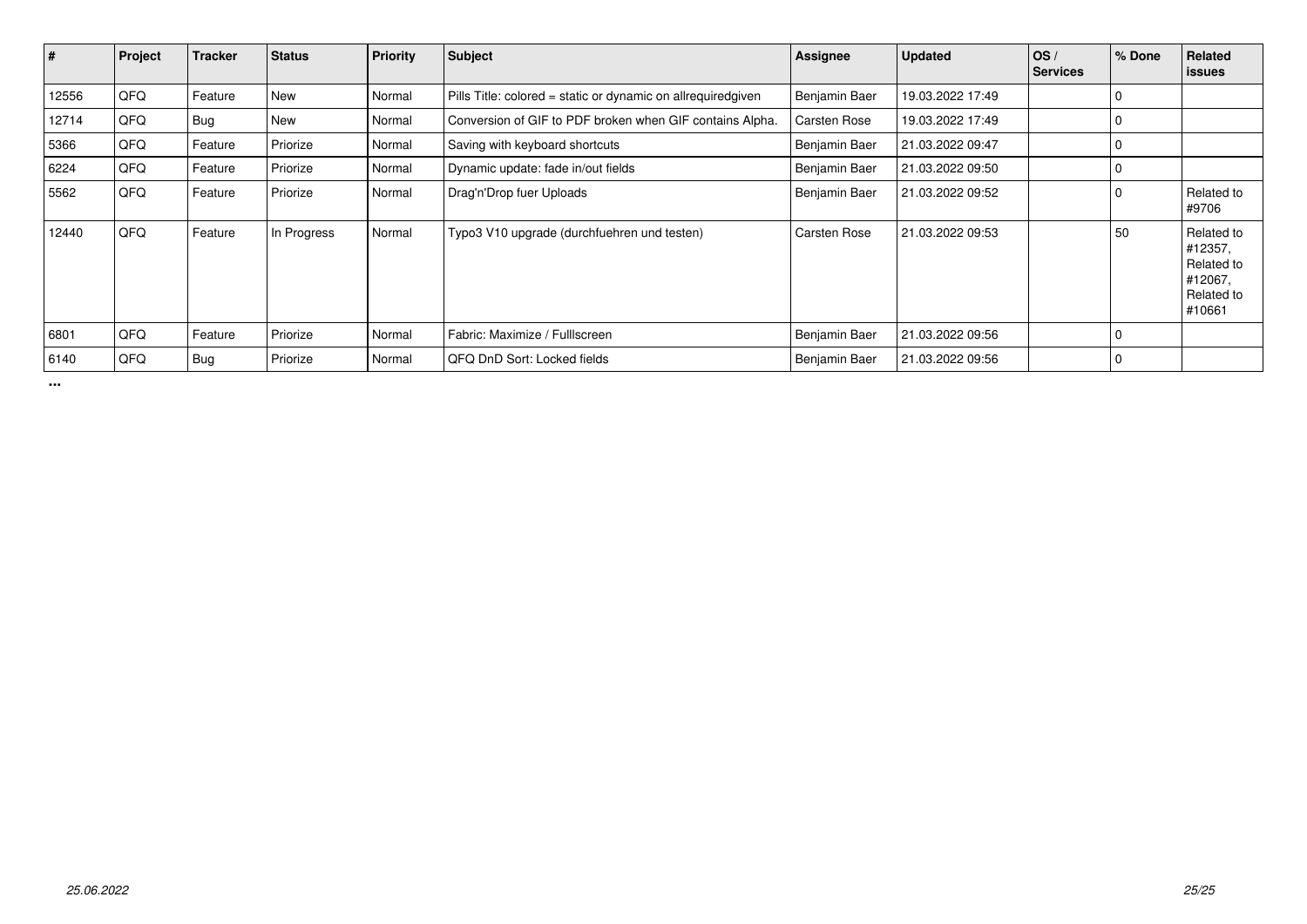| # | Project | Tracker | Status | Priority | Subject | Assignee | Updated | OS / Services | % Done | Related issues |
|---|---|---|---|---|---|---|---|---|---|---|
| 12556 | QFQ | Feature | New | Normal | Pills Title: colored = static or dynamic on allrequiredgiven | Benjamin Baer | 19.03.2022 17:49 | | 0 | |
| 12714 | QFQ | Bug | New | Normal | Conversion of GIF to PDF broken when GIF contains Alpha. | Carsten Rose | 19.03.2022 17:49 | | 0 | |
| 5366 | QFQ | Feature | Priorize | Normal | Saving with keyboard shortcuts | Benjamin Baer | 21.03.2022 09:47 | | 0 | |
| 6224 | QFQ | Feature | Priorize | Normal | Dynamic update: fade in/out fields | Benjamin Baer | 21.03.2022 09:50 | | 0 | |
| 5562 | QFQ | Feature | Priorize | Normal | Drag'n'Drop fuer Uploads | Benjamin Baer | 21.03.2022 09:52 | | 0 | Related to #9706 |
| 12440 | QFQ | Feature | In Progress | Normal | Typo3 V10 upgrade (durchfuehren und testen) | Carsten Rose | 21.03.2022 09:53 | | 50 | Related to #12357, Related to #12067, Related to #10661 |
| 6801 | QFQ | Feature | Priorize | Normal | Fabric: Maximize / Fulllscreen | Benjamin Baer | 21.03.2022 09:56 | | 0 | |
| 6140 | QFQ | Bug | Priorize | Normal | QFQ DnD Sort: Locked fields | Benjamin Baer | 21.03.2022 09:56 | | 0 | |

...